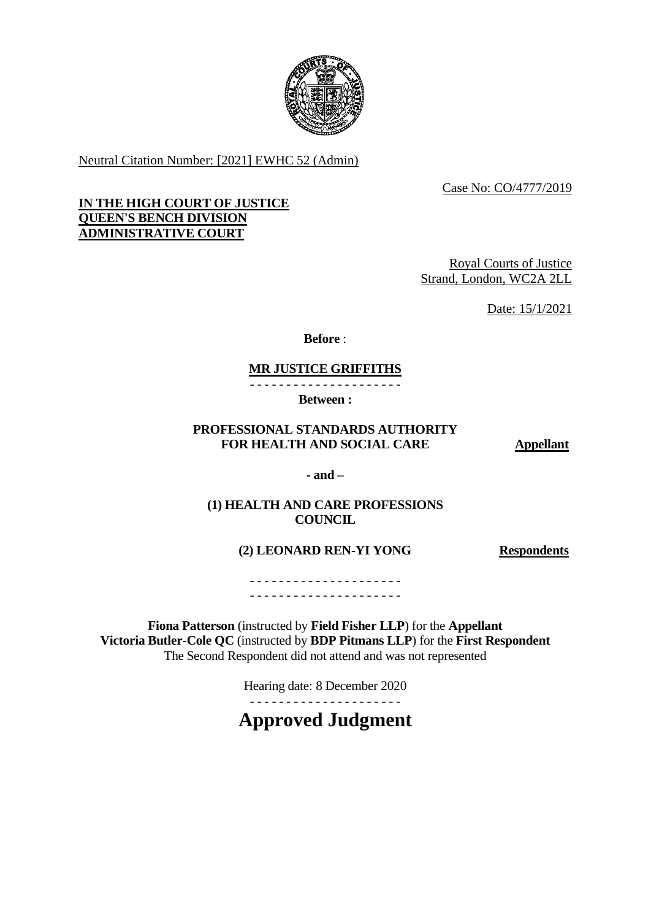Neutral Citation Number: [2021] EWHC 52 (Admin)

Case No: CO/4777/2019

**IN THE HIGH COURT OF JUSTICE**
**QUEEN'S BENCH DIVISION**
**ADMINISTRATIVE COURT**

Royal Courts of Justice
Strand, London, WC2A 2LL

Date: 15/1/2021

**Before** :

**MR JUSTICE GRIFFITHS**

- - - - - - - - - - - - - - - - - - - - -

**Between :**

**PROFESSIONAL STANDARDS AUTHORITY FOR HEALTH AND SOCIAL CARE** — **Appellant**

**- and –**

**(1) HEALTH AND CARE PROFESSIONS COUNCIL**

**(2) LEONARD REN-YI YONG** — **Respondents**

- - - - - - - - - - - - - - - - - - - - -
- - - - - - - - - - - - - - - - - - - - -

**Fiona Patterson** (instructed by **Field Fisher LLP**) for the **Appellant**
**Victoria Butler-Cole QC** (instructed by **BDP Pitmans LLP**) for the **First Respondent**
The Second Respondent did not attend and was not represented

Hearing date: 8 December 2020

- - - - - - - - - - - - - - - - - - - - -

# Approved Judgment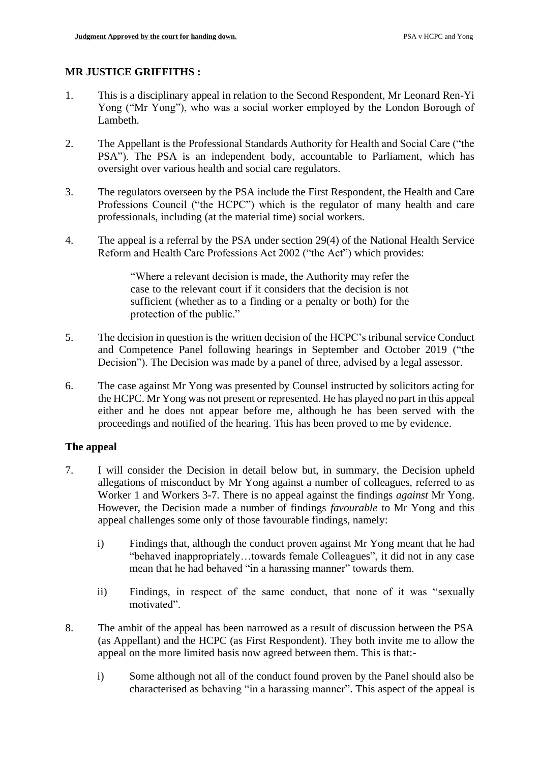**MR JUSTICE GRIFFITHS :**

1. This is a disciplinary appeal in relation to the Second Respondent, Mr Leonard Ren-Yi Yong ("Mr Yong"), who was a social worker employed by the London Borough of Lambeth.

2. The Appellant is the Professional Standards Authority for Health and Social Care ("the PSA"). The PSA is an independent body, accountable to Parliament, which has oversight over various health and social care regulators.

3. The regulators overseen by the PSA include the First Respondent, the Health and Care Professions Council ("the HCPC") which is the regulator of many health and care professionals, including (at the material time) social workers.

4. The appeal is a referral by the PSA under section 29(4) of the National Health Service Reform and Health Care Professions Act 2002 ("the Act") which provides:

   > "Where a relevant decision is made, the Authority may refer the case to the relevant court if it considers that the decision is not sufficient (whether as to a finding or a penalty or both) for the protection of the public."

5. The decision in question is the written decision of the HCPC's tribunal service Conduct and Competence Panel following hearings in September and October 2019 ("the Decision"). The Decision was made by a panel of three, advised by a legal assessor.

6. The case against Mr Yong was presented by Counsel instructed by solicitors acting for the HCPC. Mr Yong was not present or represented. He has played no part in this appeal either and he does not appear before me, although he has been served with the proceedings and notified of the hearing. This has been proved to me by evidence.

**The appeal**

7. I will consider the Decision in detail below but, in summary, the Decision upheld allegations of misconduct by Mr Yong against a number of colleagues, referred to as Worker 1 and Workers 3-7. There is no appeal against the findings *against* Mr Yong. However, the Decision made a number of findings *favourable* to Mr Yong and this appeal challenges some only of those favourable findings, namely:

   i) Findings that, although the conduct proven against Mr Yong meant that he had "behaved inappropriately…towards female Colleagues", it did not in any case mean that he had behaved "in a harassing manner" towards them.

   ii) Findings, in respect of the same conduct, that none of it was "sexually motivated".

8. The ambit of the appeal has been narrowed as a result of discussion between the PSA (as Appellant) and the HCPC (as First Respondent). They both invite me to allow the appeal on the more limited basis now agreed between them. This is that:-

   i) Some although not all of the conduct found proven by the Panel should also be characterised as behaving "in a harassing manner". This aspect of the appeal is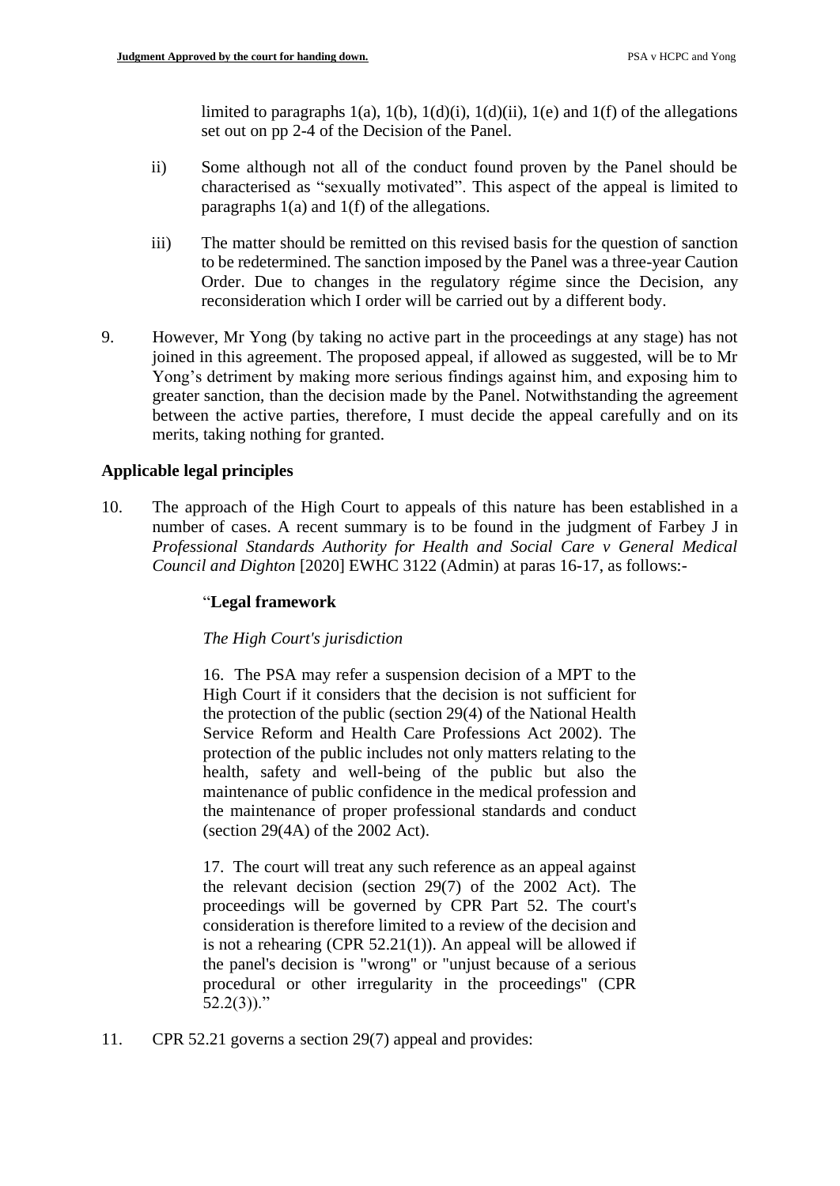limited to paragraphs 1(a), 1(b), 1(d)(i), 1(d)(ii), 1(e) and 1(f) of the allegations set out on pp 2-4 of the Decision of the Panel.

ii) Some although not all of the conduct found proven by the Panel should be characterised as "sexually motivated". This aspect of the appeal is limited to paragraphs 1(a) and 1(f) of the allegations.

iii) The matter should be remitted on this revised basis for the question of sanction to be redetermined. The sanction imposed by the Panel was a three-year Caution Order. Due to changes in the regulatory régime since the Decision, any reconsideration which I order will be carried out by a different body.

9. However, Mr Yong (by taking no active part in the proceedings at any stage) has not joined in this agreement. The proposed appeal, if allowed as suggested, will be to Mr Yong's detriment by making more serious findings against him, and exposing him to greater sanction, than the decision made by the Panel. Notwithstanding the agreement between the active parties, therefore, I must decide the appeal carefully and on its merits, taking nothing for granted.

## Applicable legal principles

10. The approach of the High Court to appeals of this nature has been established in a number of cases. A recent summary is to be found in the judgment of Farbey J in *Professional Standards Authority for Health and Social Care v General Medical Council and Dighton* [2020] EWHC 3122 (Admin) at paras 16-17, as follows:-

> "**Legal framework**
>
> *The High Court's jurisdiction*
>
> 16. The PSA may refer a suspension decision of a MPT to the High Court if it considers that the decision is not sufficient for the protection of the public (section 29(4) of the National Health Service Reform and Health Care Professions Act 2002). The protection of the public includes not only matters relating to the health, safety and well-being of the public but also the maintenance of public confidence in the medical profession and the maintenance of proper professional standards and conduct (section 29(4A) of the 2002 Act).
>
> 17. The court will treat any such reference as an appeal against the relevant decision (section 29(7) of the 2002 Act). The proceedings will be governed by CPR Part 52. The court's consideration is therefore limited to a review of the decision and is not a rehearing (CPR 52.21(1)). An appeal will be allowed if the panel's decision is "wrong" or "unjust because of a serious procedural or other irregularity in the proceedings" (CPR 52.2(3))."

11. CPR 52.21 governs a section 29(7) appeal and provides: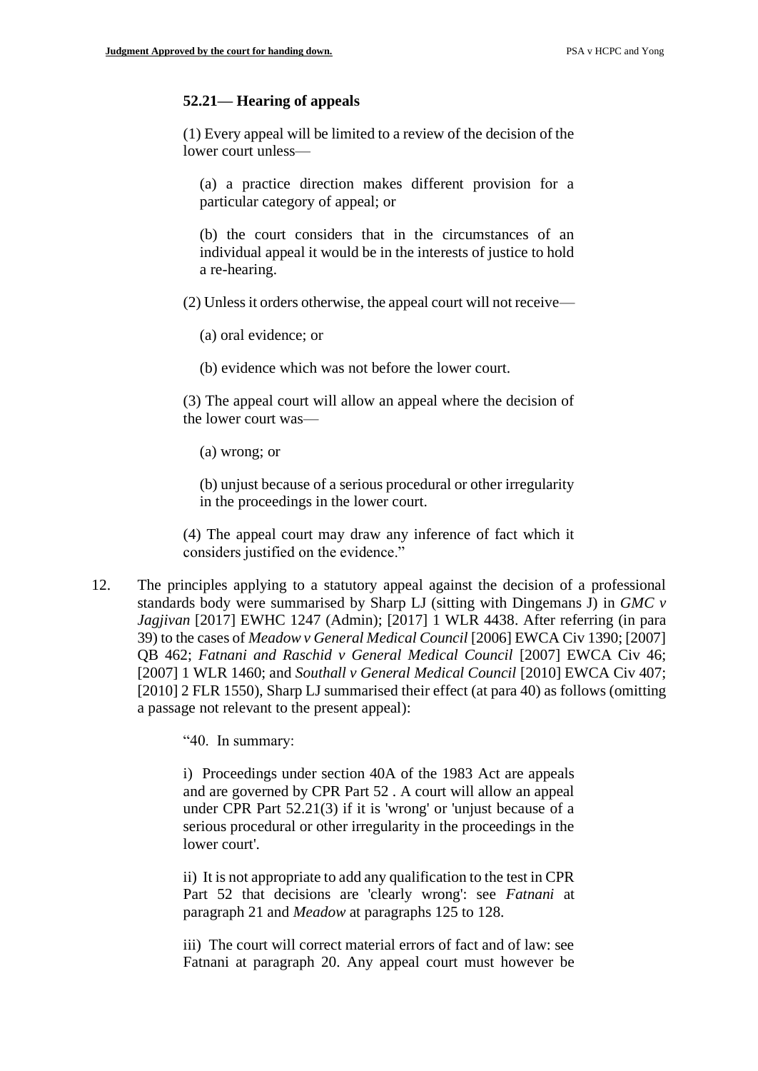**52.21— Hearing of appeals**

> (1) Every appeal will be limited to a review of the decision of the lower court unless—
>
> > (a) a practice direction makes different provision for a particular category of appeal; or
> >
> > (b) the court considers that in the circumstances of an individual appeal it would be in the interests of justice to hold a re-hearing.
>
> (2) Unless it orders otherwise, the appeal court will not receive—
>
> > (a) oral evidence; or
> >
> > (b) evidence which was not before the lower court.
>
> (3) The appeal court will allow an appeal where the decision of the lower court was—
>
> > (a) wrong; or
> >
> > (b) unjust because of a serious procedural or other irregularity in the proceedings in the lower court.
>
> (4) The appeal court may draw any inference of fact which it considers justified on the evidence."

12. The principles applying to a statutory appeal against the decision of a professional standards body were summarised by Sharp LJ (sitting with Dingemans J) in *GMC v Jagjivan* [2017] EWHC 1247 (Admin); [2017] 1 WLR 4438. After referring (in para 39) to the cases of *Meadow v General Medical Council* [2006] EWCA Civ 1390; [2007] QB 462; *Fatnani and Raschid v General Medical Council* [2007] EWCA Civ 46; [2007] 1 WLR 1460; and *Southall v General Medical Council* [2010] EWCA Civ 407; [2010] 2 FLR 1550), Sharp LJ summarised their effect (at para 40) as follows (omitting a passage not relevant to the present appeal):

> "40. In summary:
>
> i) Proceedings under section 40A of the 1983 Act are appeals and are governed by CPR Part 52 . A court will allow an appeal under CPR Part 52.21(3) if it is 'wrong' or 'unjust because of a serious procedural or other irregularity in the proceedings in the lower court'.
>
> ii) It is not appropriate to add any qualification to the test in CPR Part 52 that decisions are 'clearly wrong': see *Fatnani* at paragraph 21 and *Meadow* at paragraphs 125 to 128.
>
> iii) The court will correct material errors of fact and of law: see Fatnani at paragraph 20. Any appeal court must however be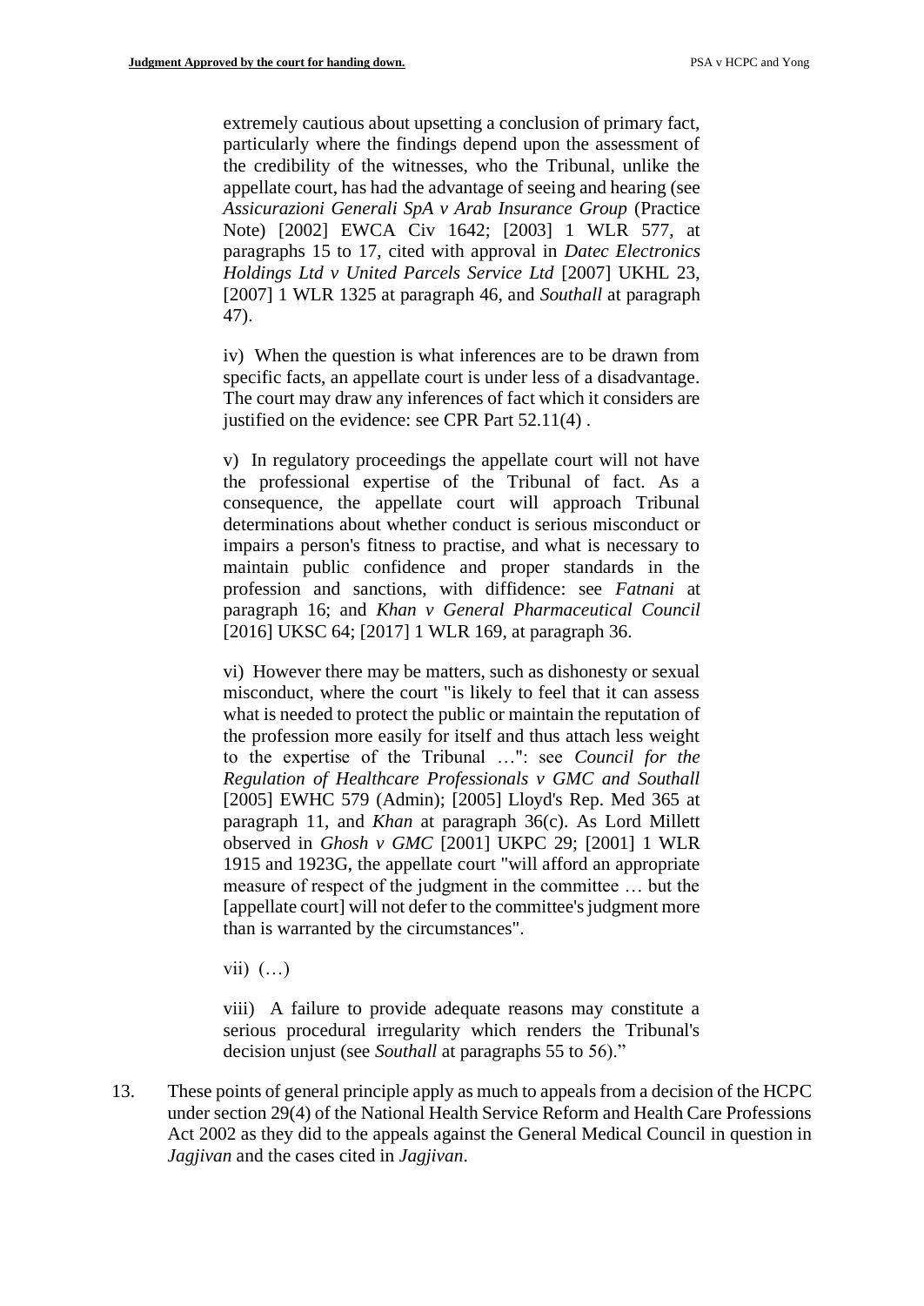extremely cautious about upsetting a conclusion of primary fact, particularly where the findings depend upon the assessment of the credibility of the witnesses, who the Tribunal, unlike the appellate court, has had the advantage of seeing and hearing (see *Assicurazioni Generali SpA v Arab Insurance Group* (Practice Note) [2002] EWCA Civ 1642; [2003] 1 WLR 577, at paragraphs 15 to 17, cited with approval in *Datec Electronics Holdings Ltd v United Parcels Service Ltd* [2007] UKHL 23, [2007] 1 WLR 1325 at paragraph 46, and *Southall* at paragraph 47).

iv) When the question is what inferences are to be drawn from specific facts, an appellate court is under less of a disadvantage. The court may draw any inferences of fact which it considers are justified on the evidence: see CPR Part 52.11(4) .

v) In regulatory proceedings the appellate court will not have the professional expertise of the Tribunal of fact. As a consequence, the appellate court will approach Tribunal determinations about whether conduct is serious misconduct or impairs a person's fitness to practise, and what is necessary to maintain public confidence and proper standards in the profession and sanctions, with diffidence: see *Fatnani* at paragraph 16; and *Khan v General Pharmaceutical Council* [2016] UKSC 64; [2017] 1 WLR 169, at paragraph 36.

vi) However there may be matters, such as dishonesty or sexual misconduct, where the court "is likely to feel that it can assess what is needed to protect the public or maintain the reputation of the profession more easily for itself and thus attach less weight to the expertise of the Tribunal …": see *Council for the Regulation of Healthcare Professionals v GMC and Southall* [2005] EWHC 579 (Admin); [2005] Lloyd's Rep. Med 365 at paragraph 11, and *Khan* at paragraph 36(c). As Lord Millett observed in *Ghosh v GMC* [2001] UKPC 29; [2001] 1 WLR 1915 and 1923G, the appellate court "will afford an appropriate measure of respect of the judgment in the committee … but the [appellate court] will not defer to the committee's judgment more than is warranted by the circumstances".

vii) (…)

viii) A failure to provide adequate reasons may constitute a serious procedural irregularity which renders the Tribunal's decision unjust (see *Southall* at paragraphs 55 to 56)."

13. These points of general principle apply as much to appeals from a decision of the HCPC under section 29(4) of the National Health Service Reform and Health Care Professions Act 2002 as they did to the appeals against the General Medical Council in question in *Jagjivan* and the cases cited in *Jagjivan*.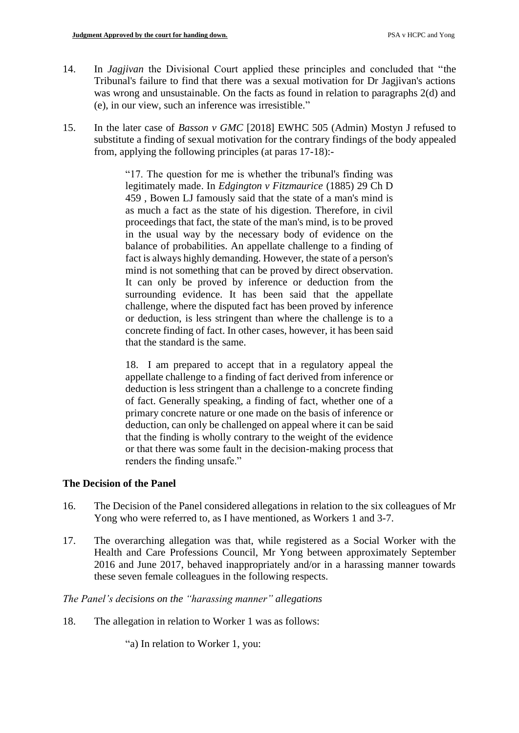14. In *Jagjivan* the Divisional Court applied these principles and concluded that "the Tribunal's failure to find that there was a sexual motivation for Dr Jagjivan's actions was wrong and unsustainable. On the facts as found in relation to paragraphs 2(d) and (e), in our view, such an inference was irresistible."

15. In the later case of *Basson v GMC* [2018] EWHC 505 (Admin) Mostyn J refused to substitute a finding of sexual motivation for the contrary findings of the body appealed from, applying the following principles (at paras 17-18):-

> "17. The question for me is whether the tribunal's finding was legitimately made. In *Edgington v Fitzmaurice* (1885) 29 Ch D 459 , Bowen LJ famously said that the state of a man's mind is as much a fact as the state of his digestion. Therefore, in civil proceedings that fact, the state of the man's mind, is to be proved in the usual way by the necessary body of evidence on the balance of probabilities. An appellate challenge to a finding of fact is always highly demanding. However, the state of a person's mind is not something that can be proved by direct observation. It can only be proved by inference or deduction from the surrounding evidence. It has been said that the appellate challenge, where the disputed fact has been proved by inference or deduction, is less stringent than where the challenge is to a concrete finding of fact. In other cases, however, it has been said that the standard is the same.
>
> 18. I am prepared to accept that in a regulatory appeal the appellate challenge to a finding of fact derived from inference or deduction is less stringent than a challenge to a concrete finding of fact. Generally speaking, a finding of fact, whether one of a primary concrete nature or one made on the basis of inference or deduction, can only be challenged on appeal where it can be said that the finding is wholly contrary to the weight of the evidence or that there was some fault in the decision-making process that renders the finding unsafe."

## The Decision of the Panel

16. The Decision of the Panel considered allegations in relation to the six colleagues of Mr Yong who were referred to, as I have mentioned, as Workers 1 and 3-7.

17. The overarching allegation was that, while registered as a Social Worker with the Health and Care Professions Council, Mr Yong between approximately September 2016 and June 2017, behaved inappropriately and/or in a harassing manner towards these seven female colleagues in the following respects.

*The Panel's decisions on the "harassing manner" allegations*

18. The allegation in relation to Worker 1 was as follows:

> "a) In relation to Worker 1, you: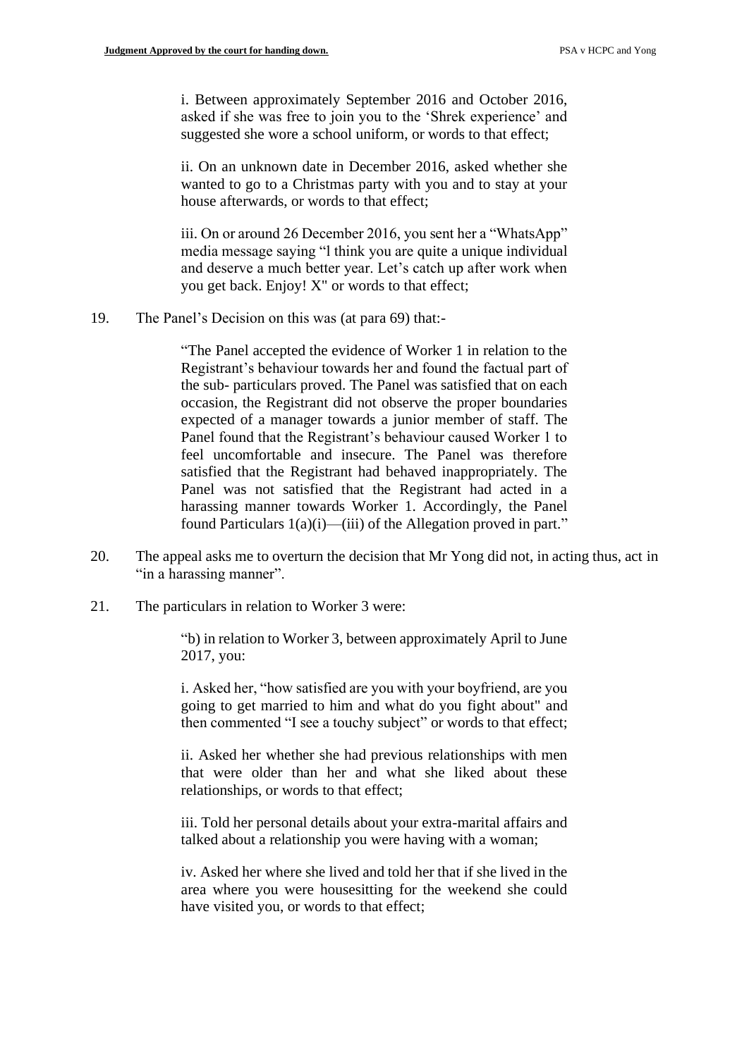i. Between approximately September 2016 and October 2016, asked if she was free to join you to the 'Shrek experience' and suggested she wore a school uniform, or words to that effect;

ii. On an unknown date in December 2016, asked whether she wanted to go to a Christmas party with you and to stay at your house afterwards, or words to that effect;

iii. On or around 26 December 2016, you sent her a "WhatsApp" media message saying "l think you are quite a unique individual and deserve a much better year. Let's catch up after work when you get back. Enjoy! X" or words to that effect;

19. The Panel's Decision on this was (at para 69) that:-

> "The Panel accepted the evidence of Worker 1 in relation to the Registrant's behaviour towards her and found the factual part of the sub- particulars proved. The Panel was satisfied that on each occasion, the Registrant did not observe the proper boundaries expected of a manager towards a junior member of staff. The Panel found that the Registrant's behaviour caused Worker 1 to feel uncomfortable and insecure. The Panel was therefore satisfied that the Registrant had behaved inappropriately. The Panel was not satisfied that the Registrant had acted in a harassing manner towards Worker 1. Accordingly, the Panel found Particulars 1(a)(i)—(iii) of the Allegation proved in part."

20. The appeal asks me to overturn the decision that Mr Yong did not, in acting thus, act in "in a harassing manner".

21. The particulars in relation to Worker 3 were:

> "b) in relation to Worker 3, between approximately April to June 2017, you:
>
> i. Asked her, "how satisfied are you with your boyfriend, are you going to get married to him and what do you fight about" and then commented "I see a touchy subject" or words to that effect;
>
> ii. Asked her whether she had previous relationships with men that were older than her and what she liked about these relationships, or words to that effect;
>
> iii. Told her personal details about your extra-marital affairs and talked about a relationship you were having with a woman;
>
> iv. Asked her where she lived and told her that if she lived in the area where you were housesitting for the weekend she could have visited you, or words to that effect;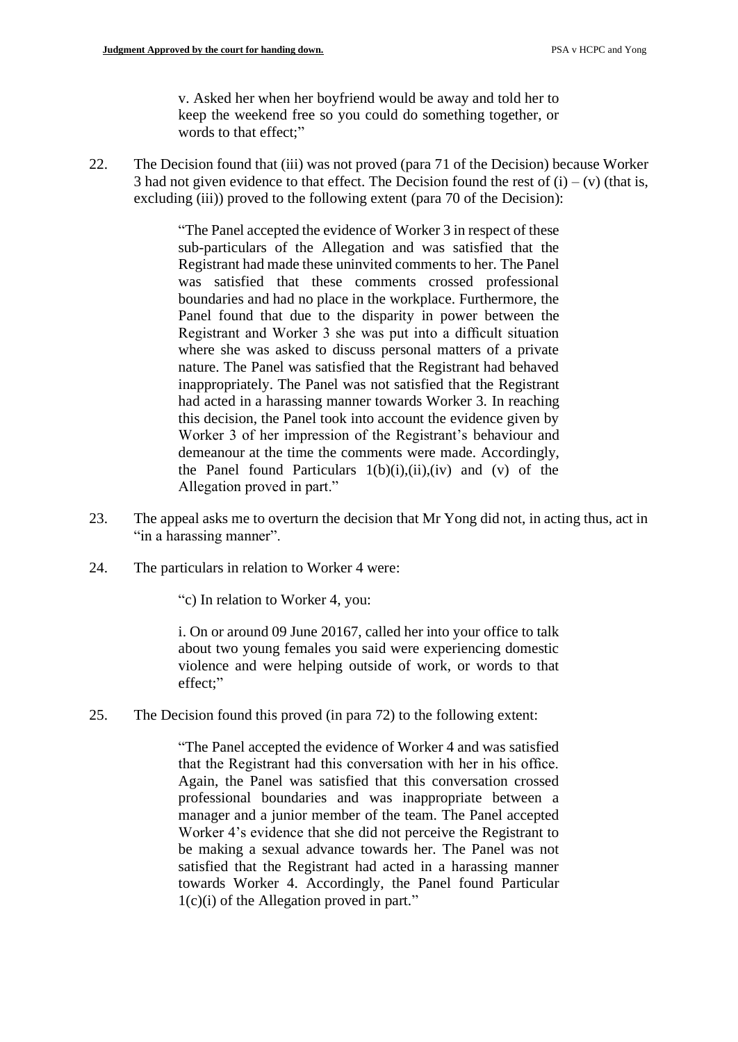> v. Asked her when her boyfriend would be away and told her to keep the weekend free so you could do something together, or words to that effect;"

22. The Decision found that (iii) was not proved (para 71 of the Decision) because Worker 3 had not given evidence to that effect. The Decision found the rest of (i) – (v) (that is, excluding (iii)) proved to the following extent (para 70 of the Decision):

> "The Panel accepted the evidence of Worker 3 in respect of these sub-particulars of the Allegation and was satisfied that the Registrant had made these uninvited comments to her. The Panel was satisfied that these comments crossed professional boundaries and had no place in the workplace. Furthermore, the Panel found that due to the disparity in power between the Registrant and Worker 3 she was put into a difficult situation where she was asked to discuss personal matters of a private nature. The Panel was satisfied that the Registrant had behaved inappropriately. The Panel was not satisfied that the Registrant had acted in a harassing manner towards Worker 3. In reaching this decision, the Panel took into account the evidence given by Worker 3 of her impression of the Registrant's behaviour and demeanour at the time the comments were made. Accordingly, the Panel found Particulars 1(b)(i),(ii),(iv) and (v) of the Allegation proved in part."

23. The appeal asks me to overturn the decision that Mr Yong did not, in acting thus, act in "in a harassing manner".

24. The particulars in relation to Worker 4 were:

> "c) In relation to Worker 4, you:
>
> i. On or around 09 June 20167, called her into your office to talk about two young females you said were experiencing domestic violence and were helping outside of work, or words to that effect;"

25. The Decision found this proved (in para 72) to the following extent:

> "The Panel accepted the evidence of Worker 4 and was satisfied that the Registrant had this conversation with her in his office. Again, the Panel was satisfied that this conversation crossed professional boundaries and was inappropriate between a manager and a junior member of the team. The Panel accepted Worker 4's evidence that she did not perceive the Registrant to be making a sexual advance towards her. The Panel was not satisfied that the Registrant had acted in a harassing manner towards Worker 4. Accordingly, the Panel found Particular 1(c)(i) of the Allegation proved in part."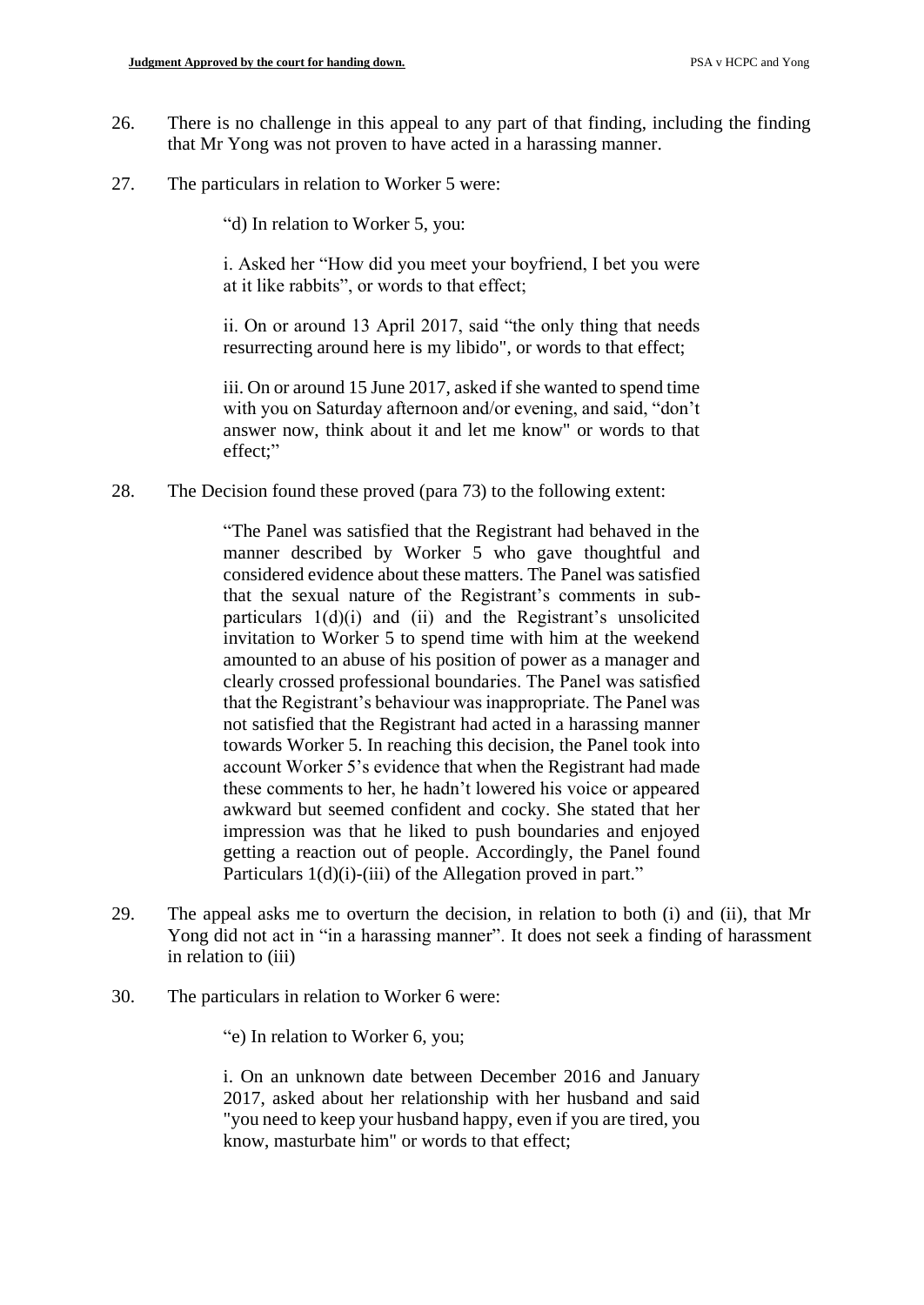26. There is no challenge in this appeal to any part of that finding, including the finding that Mr Yong was not proven to have acted in a harassing manner.

27. The particulars in relation to Worker 5 were:

> "d) In relation to Worker 5, you:
>
> i. Asked her "How did you meet your boyfriend, I bet you were at it like rabbits", or words to that effect;
>
> ii. On or around 13 April 2017, said "the only thing that needs resurrecting around here is my libido", or words to that effect;
>
> iii. On or around 15 June 2017, asked if she wanted to spend time with you on Saturday afternoon and/or evening, and said, "don't answer now, think about it and let me know" or words to that effect;"

28. The Decision found these proved (para 73) to the following extent:

> "The Panel was satisfied that the Registrant had behaved in the manner described by Worker 5 who gave thoughtful and considered evidence about these matters. The Panel was satisfied that the sexual nature of the Registrant's comments in sub-particulars 1(d)(i) and (ii) and the Registrant's unsolicited invitation to Worker 5 to spend time with him at the weekend amounted to an abuse of his position of power as a manager and clearly crossed professional boundaries. The Panel was satisfied that the Registrant's behaviour was inappropriate. The Panel was not satisfied that the Registrant had acted in a harassing manner towards Worker 5. In reaching this decision, the Panel took into account Worker 5's evidence that when the Registrant had made these comments to her, he hadn't lowered his voice or appeared awkward but seemed confident and cocky. She stated that her impression was that he liked to push boundaries and enjoyed getting a reaction out of people. Accordingly, the Panel found Particulars 1(d)(i)-(iii) of the Allegation proved in part."

29. The appeal asks me to overturn the decision, in relation to both (i) and (ii), that Mr Yong did not act in "in a harassing manner". It does not seek a finding of harassment in relation to (iii)

30. The particulars in relation to Worker 6 were:

> "e) In relation to Worker 6, you;
>
> i. On an unknown date between December 2016 and January 2017, asked about her relationship with her husband and said "you need to keep your husband happy, even if you are tired, you know, masturbate him" or words to that effect;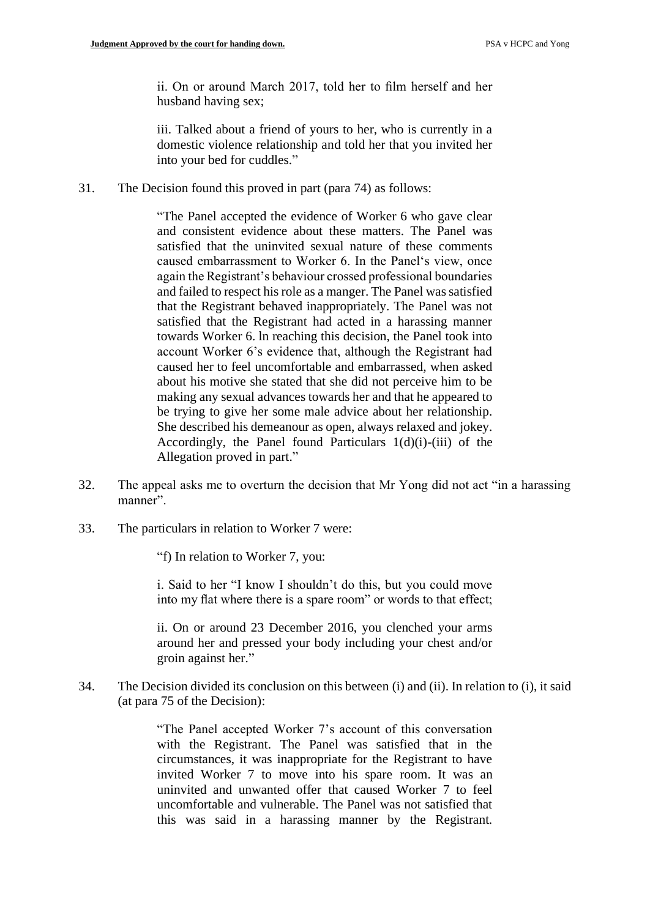> ii. On or around March 2017, told her to film herself and her husband having sex;
>
> iii. Talked about a friend of yours to her, who is currently in a domestic violence relationship and told her that you invited her into your bed for cuddles."

31. The Decision found this proved in part (para 74) as follows:

> "The Panel accepted the evidence of Worker 6 who gave clear and consistent evidence about these matters. The Panel was satisfied that the uninvited sexual nature of these comments caused embarrassment to Worker 6. In the Panel's view, once again the Registrant's behaviour crossed professional boundaries and failed to respect his role as a manger. The Panel was satisfied that the Registrant behaved inappropriately. The Panel was not satisfied that the Registrant had acted in a harassing manner towards Worker 6. ln reaching this decision, the Panel took into account Worker 6's evidence that, although the Registrant had caused her to feel uncomfortable and embarrassed, when asked about his motive she stated that she did not perceive him to be making any sexual advances towards her and that he appeared to be trying to give her some male advice about her relationship. She described his demeanour as open, always relaxed and jokey. Accordingly, the Panel found Particulars 1(d)(i)-(iii) of the Allegation proved in part."

32. The appeal asks me to overturn the decision that Mr Yong did not act "in a harassing manner".

33. The particulars in relation to Worker 7 were:

> "f) In relation to Worker 7, you:
>
> i. Said to her "I know I shouldn't do this, but you could move into my flat where there is a spare room" or words to that effect;
>
> ii. On or around 23 December 2016, you clenched your arms around her and pressed your body including your chest and/or groin against her."

34. The Decision divided its conclusion on this between (i) and (ii). In relation to (i), it said (at para 75 of the Decision):

> "The Panel accepted Worker 7's account of this conversation with the Registrant. The Panel was satisfied that in the circumstances, it was inappropriate for the Registrant to have invited Worker 7 to move into his spare room. It was an uninvited and unwanted offer that caused Worker 7 to feel uncomfortable and vulnerable. The Panel was not satisfied that this was said in a harassing manner by the Registrant.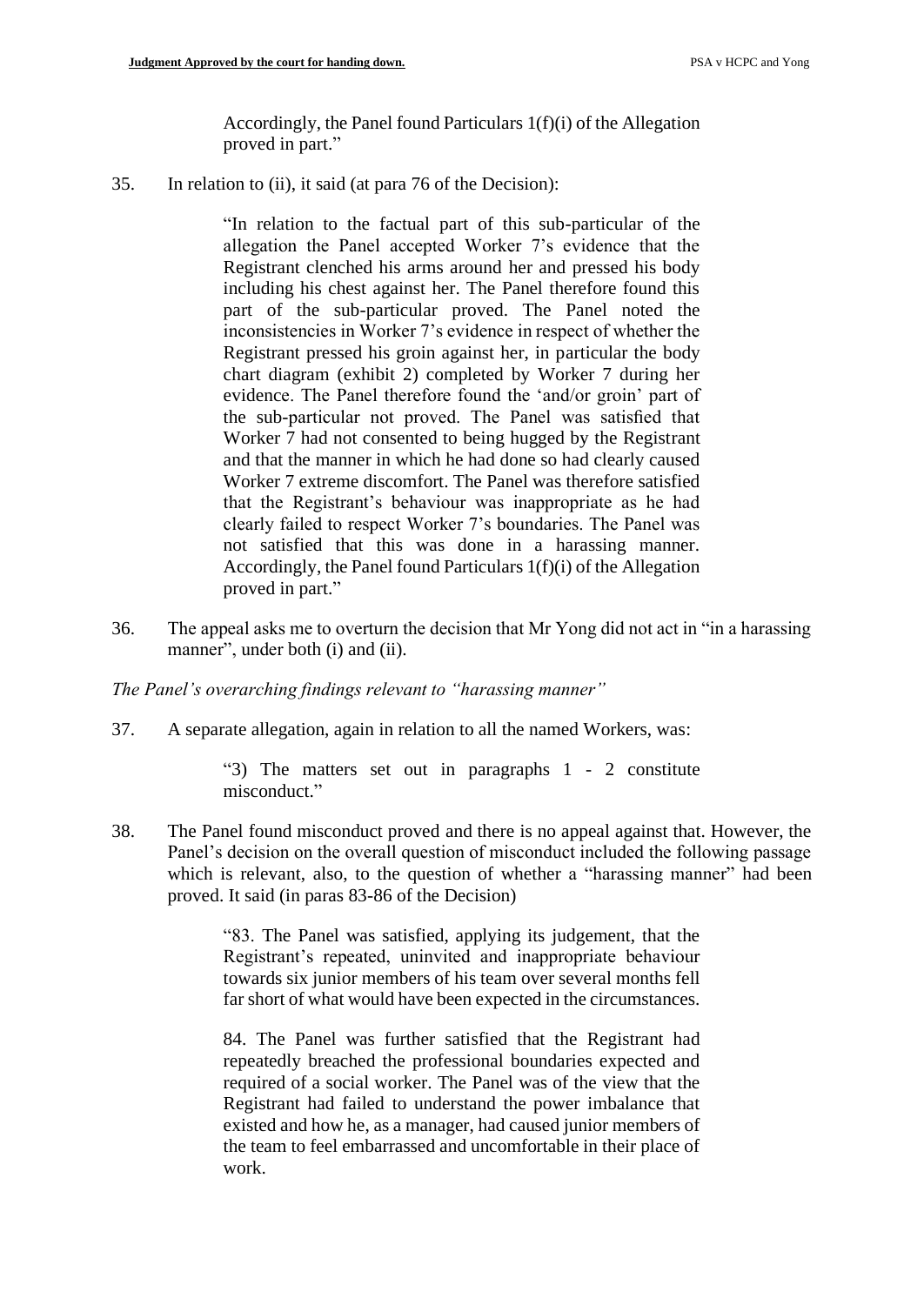Accordingly, the Panel found Particulars 1(f)(i) of the Allegation proved in part."

35. In relation to (ii), it said (at para 76 of the Decision):

> "In relation to the factual part of this sub-particular of the allegation the Panel accepted Worker 7's evidence that the Registrant clenched his arms around her and pressed his body including his chest against her. The Panel therefore found this part of the sub-particular proved. The Panel noted the inconsistencies in Worker 7's evidence in respect of whether the Registrant pressed his groin against her, in particular the body chart diagram (exhibit 2) completed by Worker 7 during her evidence. The Panel therefore found the 'and/or groin' part of the sub-particular not proved. The Panel was satisfied that Worker 7 had not consented to being hugged by the Registrant and that the manner in which he had done so had clearly caused Worker 7 extreme discomfort. The Panel was therefore satisfied that the Registrant's behaviour was inappropriate as he had clearly failed to respect Worker 7's boundaries. The Panel was not satisfied that this was done in a harassing manner. Accordingly, the Panel found Particulars 1(f)(i) of the Allegation proved in part."

36. The appeal asks me to overturn the decision that Mr Yong did not act in "in a harassing manner", under both (i) and (ii).

*The Panel's overarching findings relevant to "harassing manner"*

37. A separate allegation, again in relation to all the named Workers, was:

> "3) The matters set out in paragraphs 1 - 2 constitute misconduct."

38. The Panel found misconduct proved and there is no appeal against that. However, the Panel's decision on the overall question of misconduct included the following passage which is relevant, also, to the question of whether a "harassing manner" had been proved. It said (in paras 83-86 of the Decision)

> "83. The Panel was satisfied, applying its judgement, that the Registrant's repeated, uninvited and inappropriate behaviour towards six junior members of his team over several months fell far short of what would have been expected in the circumstances.
>
> 84. The Panel was further satisfied that the Registrant had repeatedly breached the professional boundaries expected and required of a social worker. The Panel was of the view that the Registrant had failed to understand the power imbalance that existed and how he, as a manager, had caused junior members of the team to feel embarrassed and uncomfortable in their place of work.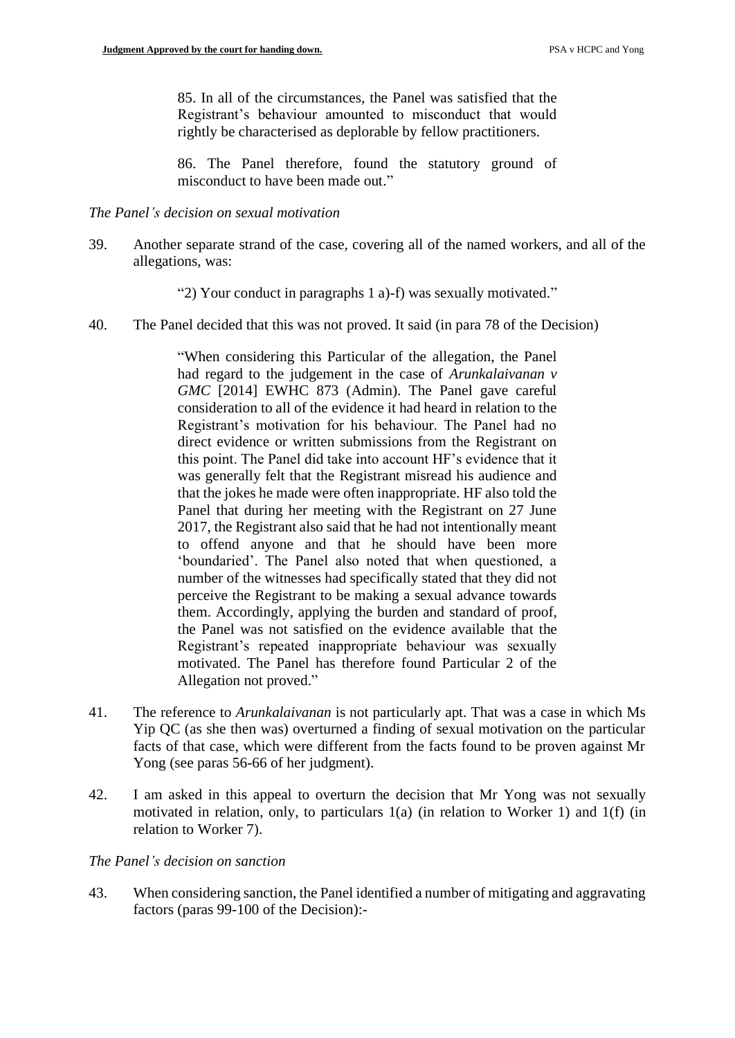> 85. In all of the circumstances, the Panel was satisfied that the Registrant's behaviour amounted to misconduct that would rightly be characterised as deplorable by fellow practitioners.
>
> 86. The Panel therefore, found the statutory ground of misconduct to have been made out."

*The Panel's decision on sexual motivation*

39. Another separate strand of the case, covering all of the named workers, and all of the allegations, was:

> "2) Your conduct in paragraphs 1 a)-f) was sexually motivated."

40. The Panel decided that this was not proved. It said (in para 78 of the Decision)

> "When considering this Particular of the allegation, the Panel had regard to the judgement in the case of *Arunkalaivanan v GMC* [2014] EWHC 873 (Admin). The Panel gave careful consideration to all of the evidence it had heard in relation to the Registrant's motivation for his behaviour. The Panel had no direct evidence or written submissions from the Registrant on this point. The Panel did take into account HF's evidence that it was generally felt that the Registrant misread his audience and that the jokes he made were often inappropriate. HF also told the Panel that during her meeting with the Registrant on 27 June 2017, the Registrant also said that he had not intentionally meant to offend anyone and that he should have been more 'boundaried'. The Panel also noted that when questioned, a number of the witnesses had specifically stated that they did not perceive the Registrant to be making a sexual advance towards them. Accordingly, applying the burden and standard of proof, the Panel was not satisfied on the evidence available that the Registrant's repeated inappropriate behaviour was sexually motivated. The Panel has therefore found Particular 2 of the Allegation not proved."

41. The reference to *Arunkalaivanan* is not particularly apt. That was a case in which Ms Yip QC (as she then was) overturned a finding of sexual motivation on the particular facts of that case, which were different from the facts found to be proven against Mr Yong (see paras 56-66 of her judgment).

42. I am asked in this appeal to overturn the decision that Mr Yong was not sexually motivated in relation, only, to particulars 1(a) (in relation to Worker 1) and 1(f) (in relation to Worker 7).

*The Panel's decision on sanction*

43. When considering sanction, the Panel identified a number of mitigating and aggravating factors (paras 99-100 of the Decision):-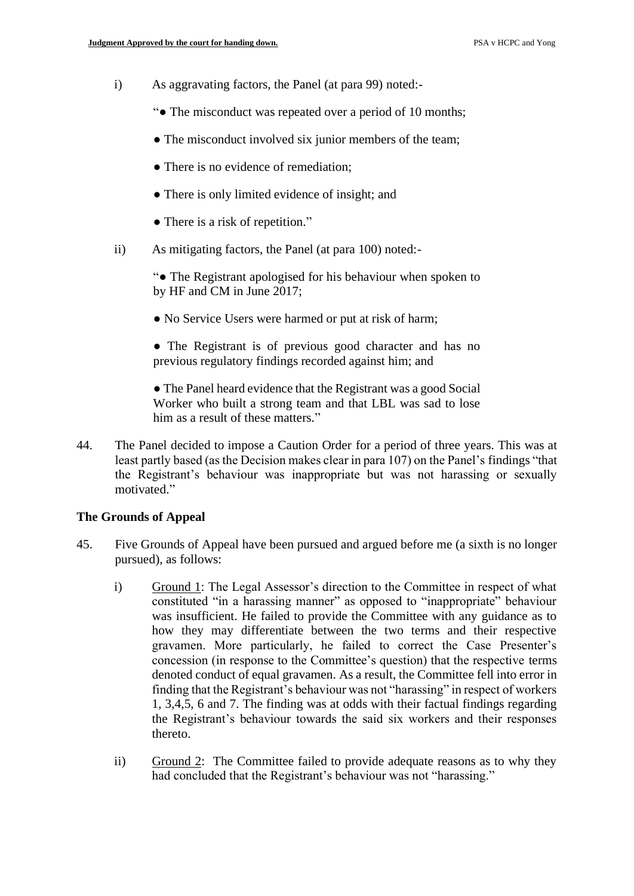i) As aggravating factors, the Panel (at para 99) noted:-

"● The misconduct was repeated over a period of 10 months;

● The misconduct involved six junior members of the team;

● There is no evidence of remediation;

● There is only limited evidence of insight; and

● There is a risk of repetition."

ii) As mitigating factors, the Panel (at para 100) noted:-

"● The Registrant apologised for his behaviour when spoken to by HF and CM in June 2017;

● No Service Users were harmed or put at risk of harm;

● The Registrant is of previous good character and has no previous regulatory findings recorded against him; and

● The Panel heard evidence that the Registrant was a good Social Worker who built a strong team and that LBL was sad to lose him as a result of these matters."

44. The Panel decided to impose a Caution Order for a period of three years. This was at least partly based (as the Decision makes clear in para 107) on the Panel's findings "that the Registrant's behaviour was inappropriate but was not harassing or sexually motivated."

## The Grounds of Appeal

45. Five Grounds of Appeal have been pursued and argued before me (a sixth is no longer pursued), as follows:

i) Ground 1: The Legal Assessor's direction to the Committee in respect of what constituted "in a harassing manner" as opposed to "inappropriate" behaviour was insufficient. He failed to provide the Committee with any guidance as to how they may differentiate between the two terms and their respective gravamen. More particularly, he failed to correct the Case Presenter's concession (in response to the Committee's question) that the respective terms denoted conduct of equal gravamen. As a result, the Committee fell into error in finding that the Registrant's behaviour was not "harassing" in respect of workers 1, 3,4,5, 6 and 7. The finding was at odds with their factual findings regarding the Registrant's behaviour towards the said six workers and their responses thereto.

ii) Ground 2: The Committee failed to provide adequate reasons as to why they had concluded that the Registrant's behaviour was not "harassing."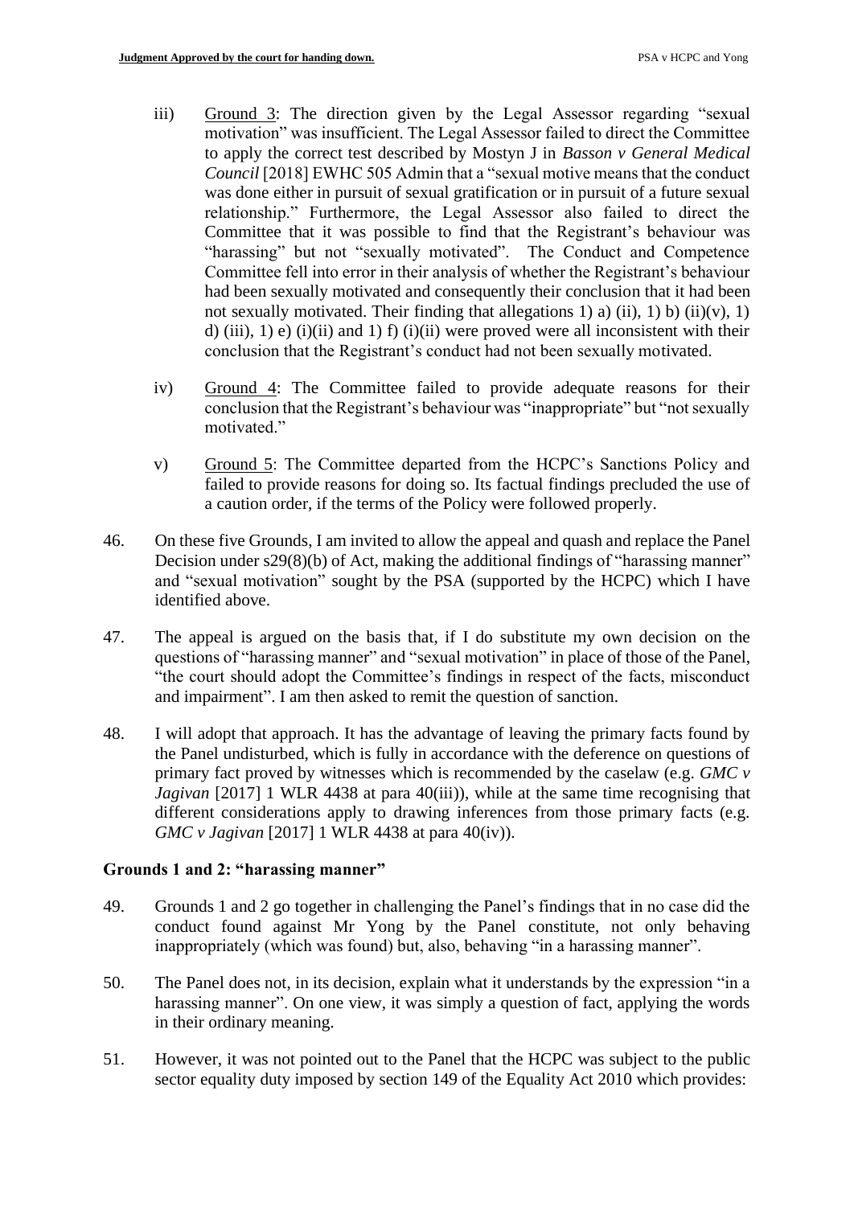iii) Ground 3: The direction given by the Legal Assessor regarding "sexual motivation" was insufficient. The Legal Assessor failed to direct the Committee to apply the correct test described by Mostyn J in *Basson v General Medical Council* [2018] EWHC 505 Admin that a "sexual motive means that the conduct was done either in pursuit of sexual gratification or in pursuit of a future sexual relationship." Furthermore, the Legal Assessor also failed to direct the Committee that it was possible to find that the Registrant's behaviour was "harassing" but not "sexually motivated". The Conduct and Competence Committee fell into error in their analysis of whether the Registrant's behaviour had been sexually motivated and consequently their conclusion that it had been not sexually motivated. Their finding that allegations 1) a) (ii), 1) b) (ii)(v), 1) d) (iii), 1) e) (i)(ii) and 1) f) (i)(ii) were proved were all inconsistent with their conclusion that the Registrant's conduct had not been sexually motivated.

iv) Ground 4: The Committee failed to provide adequate reasons for their conclusion that the Registrant's behaviour was "inappropriate" but "not sexually motivated."

v) Ground 5: The Committee departed from the HCPC's Sanctions Policy and failed to provide reasons for doing so. Its factual findings precluded the use of a caution order, if the terms of the Policy were followed properly.

46. On these five Grounds, I am invited to allow the appeal and quash and replace the Panel Decision under s29(8)(b) of Act, making the additional findings of "harassing manner" and "sexual motivation" sought by the PSA (supported by the HCPC) which I have identified above.

47. The appeal is argued on the basis that, if I do substitute my own decision on the questions of "harassing manner" and "sexual motivation" in place of those of the Panel, "the court should adopt the Committee's findings in respect of the facts, misconduct and impairment". I am then asked to remit the question of sanction.

48. I will adopt that approach. It has the advantage of leaving the primary facts found by the Panel undisturbed, which is fully in accordance with the deference on questions of primary fact proved by witnesses which is recommended by the caselaw (e.g. *GMC v Jagivan* [2017] 1 WLR 4438 at para 40(iii)), while at the same time recognising that different considerations apply to drawing inferences from those primary facts (e.g. *GMC v Jagivan* [2017] 1 WLR 4438 at para 40(iv)).

## Grounds 1 and 2: "harassing manner"

49. Grounds 1 and 2 go together in challenging the Panel's findings that in no case did the conduct found against Mr Yong by the Panel constitute, not only behaving inappropriately (which was found) but, also, behaving "in a harassing manner".

50. The Panel does not, in its decision, explain what it understands by the expression "in a harassing manner". On one view, it was simply a question of fact, applying the words in their ordinary meaning.

51. However, it was not pointed out to the Panel that the HCPC was subject to the public sector equality duty imposed by section 149 of the Equality Act 2010 which provides: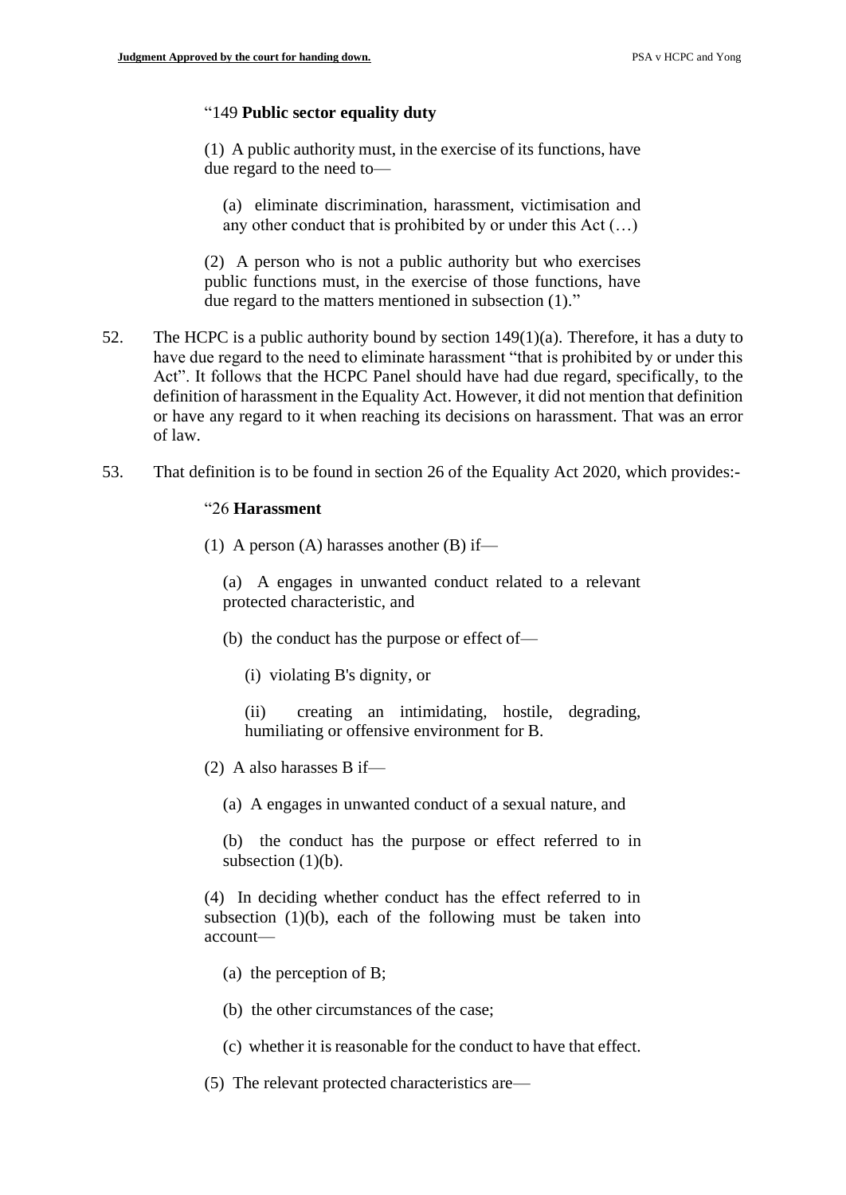"149 **Public sector equality duty**

> (1) A public authority must, in the exercise of its functions, have due regard to the need to—
>
> > (a) eliminate discrimination, harassment, victimisation and any other conduct that is prohibited by or under this Act (…)
>
> (2) A person who is not a public authority but who exercises public functions must, in the exercise of those functions, have due regard to the matters mentioned in subsection (1)."

52. The HCPC is a public authority bound by section 149(1)(a). Therefore, it has a duty to have due regard to the need to eliminate harassment "that is prohibited by or under this Act". It follows that the HCPC Panel should have had due regard, specifically, to the definition of harassment in the Equality Act. However, it did not mention that definition or have any regard to it when reaching its decisions on harassment. That was an error of law.

53. That definition is to be found in section 26 of the Equality Act 2020, which provides:-

"26 **Harassment**

> (1) A person (A) harasses another (B) if—
>
> > (a) A engages in unwanted conduct related to a relevant protected characteristic, and
> >
> > (b) the conduct has the purpose or effect of—
> >
> > > (i) violating B's dignity, or
> > >
> > > (ii) creating an intimidating, hostile, degrading, humiliating or offensive environment for B.
>
> (2) A also harasses B if—
>
> > (a) A engages in unwanted conduct of a sexual nature, and
> >
> > (b) the conduct has the purpose or effect referred to in subsection (1)(b).
>
> (4) In deciding whether conduct has the effect referred to in subsection (1)(b), each of the following must be taken into account—
>
> > (a) the perception of B;
> >
> > (b) the other circumstances of the case;
> >
> > (c) whether it is reasonable for the conduct to have that effect.
>
> (5) The relevant protected characteristics are—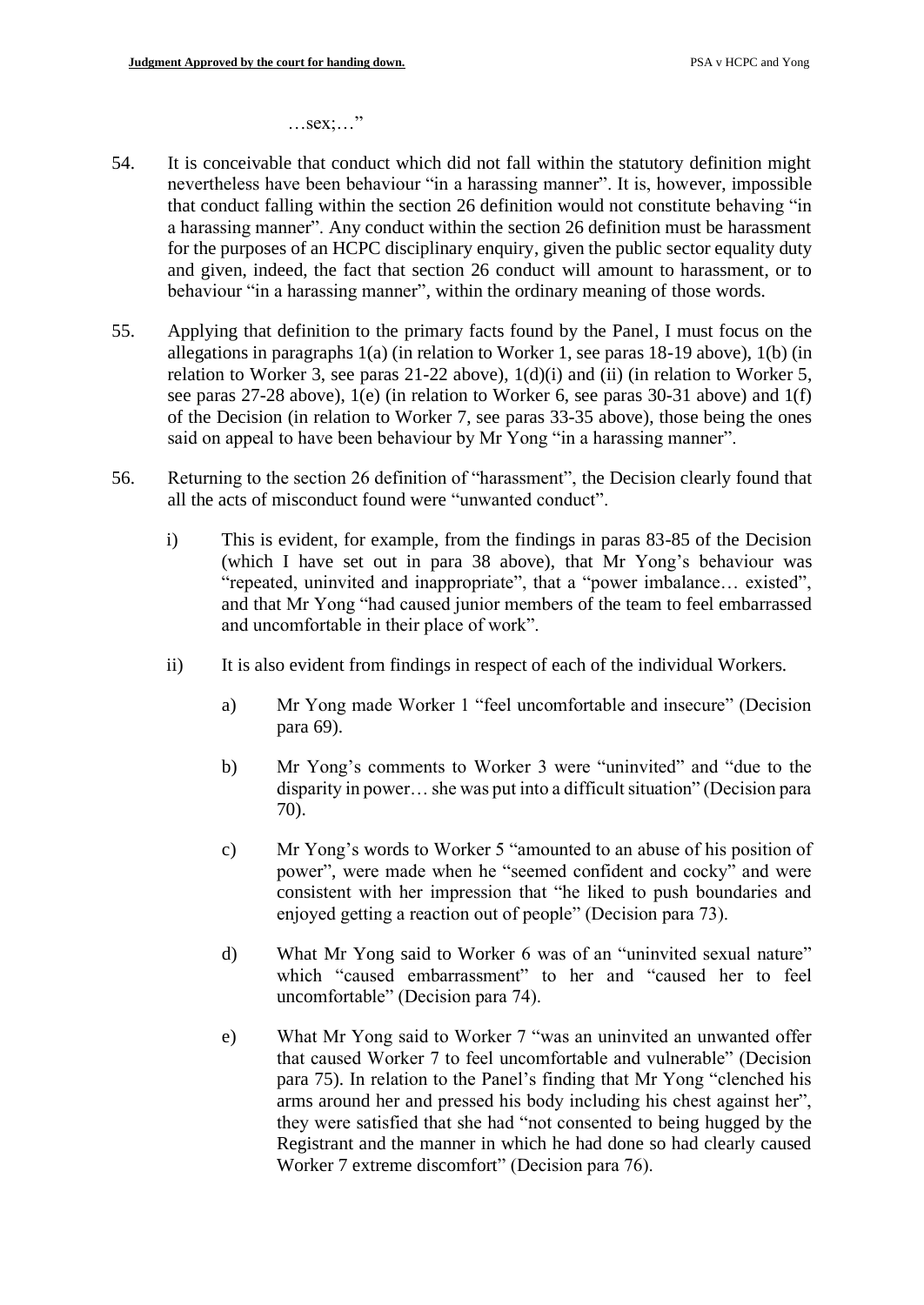…sex;…"

54. It is conceivable that conduct which did not fall within the statutory definition might nevertheless have been behaviour "in a harassing manner". It is, however, impossible that conduct falling within the section 26 definition would not constitute behaving "in a harassing manner". Any conduct within the section 26 definition must be harassment for the purposes of an HCPC disciplinary enquiry, given the public sector equality duty and given, indeed, the fact that section 26 conduct will amount to harassment, or to behaviour "in a harassing manner", within the ordinary meaning of those words.

55. Applying that definition to the primary facts found by the Panel, I must focus on the allegations in paragraphs 1(a) (in relation to Worker 1, see paras 18-19 above), 1(b) (in relation to Worker 3, see paras 21-22 above), 1(d)(i) and (ii) (in relation to Worker 5, see paras 27-28 above), 1(e) (in relation to Worker 6, see paras 30-31 above) and 1(f) of the Decision (in relation to Worker 7, see paras 33-35 above), those being the ones said on appeal to have been behaviour by Mr Yong "in a harassing manner".

56. Returning to the section 26 definition of "harassment", the Decision clearly found that all the acts of misconduct found were "unwanted conduct".

    i) This is evident, for example, from the findings in paras 83-85 of the Decision (which I have set out in para 38 above), that Mr Yong's behaviour was "repeated, uninvited and inappropriate", that a "power imbalance… existed", and that Mr Yong "had caused junior members of the team to feel embarrassed and uncomfortable in their place of work".

    ii) It is also evident from findings in respect of each of the individual Workers.

        a) Mr Yong made Worker 1 "feel uncomfortable and insecure" (Decision para 69).

        b) Mr Yong's comments to Worker 3 were "uninvited" and "due to the disparity in power… she was put into a difficult situation" (Decision para 70).

        c) Mr Yong's words to Worker 5 "amounted to an abuse of his position of power", were made when he "seemed confident and cocky" and were consistent with her impression that "he liked to push boundaries and enjoyed getting a reaction out of people" (Decision para 73).

        d) What Mr Yong said to Worker 6 was of an "uninvited sexual nature" which "caused embarrassment" to her and "caused her to feel uncomfortable" (Decision para 74).

        e) What Mr Yong said to Worker 7 "was an uninvited an unwanted offer that caused Worker 7 to feel uncomfortable and vulnerable" (Decision para 75). In relation to the Panel's finding that Mr Yong "clenched his arms around her and pressed his body including his chest against her", they were satisfied that she had "not consented to being hugged by the Registrant and the manner in which he had done so had clearly caused Worker 7 extreme discomfort" (Decision para 76).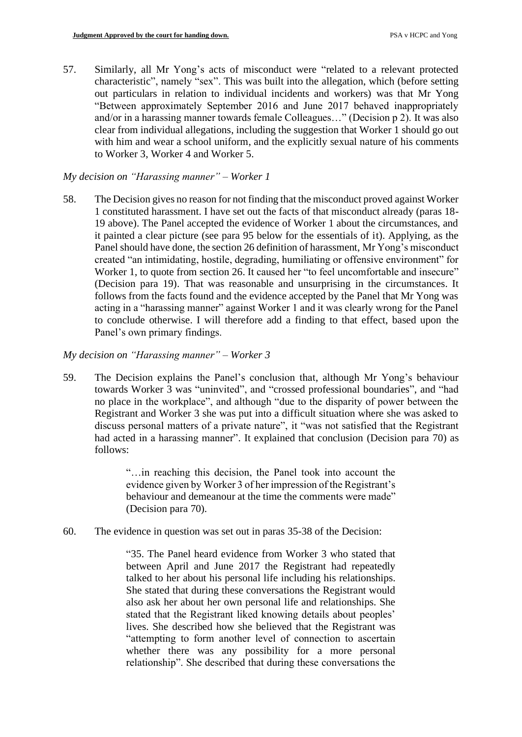57. Similarly, all Mr Yong's acts of misconduct were "related to a relevant protected characteristic", namely "sex". This was built into the allegation, which (before setting out particulars in relation to individual incidents and workers) was that Mr Yong "Between approximately September 2016 and June 2017 behaved inappropriately and/or in a harassing manner towards female Colleagues…" (Decision p 2). It was also clear from individual allegations, including the suggestion that Worker 1 should go out with him and wear a school uniform, and the explicitly sexual nature of his comments to Worker 3, Worker 4 and Worker 5.

*My decision on "Harassing manner" – Worker 1*

58. The Decision gives no reason for not finding that the misconduct proved against Worker 1 constituted harassment. I have set out the facts of that misconduct already (paras 18-19 above). The Panel accepted the evidence of Worker 1 about the circumstances, and it painted a clear picture (see para 95 below for the essentials of it). Applying, as the Panel should have done, the section 26 definition of harassment, Mr Yong's misconduct created "an intimidating, hostile, degrading, humiliating or offensive environment" for Worker 1, to quote from section 26. It caused her "to feel uncomfortable and insecure" (Decision para 19). That was reasonable and unsurprising in the circumstances. It follows from the facts found and the evidence accepted by the Panel that Mr Yong was acting in a "harassing manner" against Worker 1 and it was clearly wrong for the Panel to conclude otherwise. I will therefore add a finding to that effect, based upon the Panel's own primary findings.

*My decision on "Harassing manner" – Worker 3*

59. The Decision explains the Panel's conclusion that, although Mr Yong's behaviour towards Worker 3 was "uninvited", and "crossed professional boundaries", and "had no place in the workplace", and although "due to the disparity of power between the Registrant and Worker 3 she was put into a difficult situation where she was asked to discuss personal matters of a private nature", it "was not satisfied that the Registrant had acted in a harassing manner". It explained that conclusion (Decision para 70) as follows:

> "…in reaching this decision, the Panel took into account the evidence given by Worker 3 of her impression of the Registrant's behaviour and demeanour at the time the comments were made" (Decision para 70).

60. The evidence in question was set out in paras 35-38 of the Decision:

> "35. The Panel heard evidence from Worker 3 who stated that between April and June 2017 the Registrant had repeatedly talked to her about his personal life including his relationships. She stated that during these conversations the Registrant would also ask her about her own personal life and relationships. She stated that the Registrant liked knowing details about peoples' lives. She described how she believed that the Registrant was "attempting to form another level of connection to ascertain whether there was any possibility for a more personal relationship". She described that during these conversations the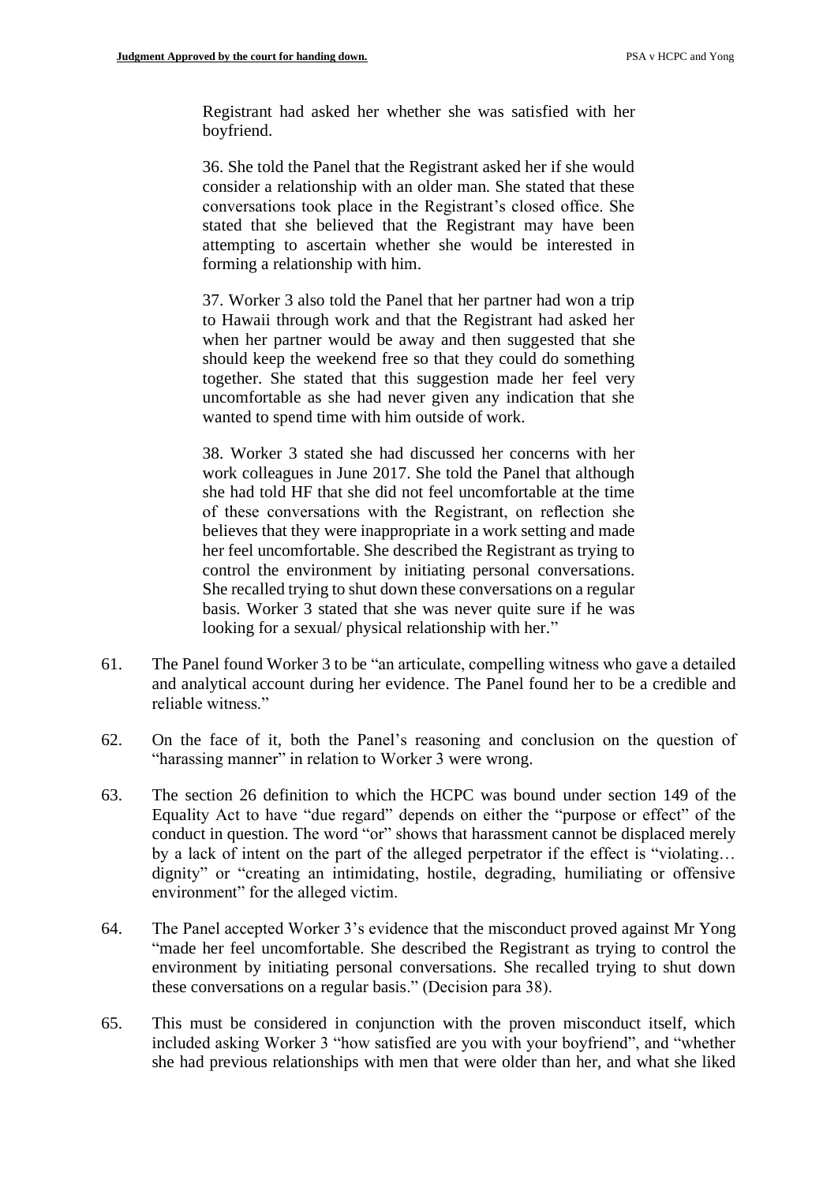> Registrant had asked her whether she was satisfied with her boyfriend.
>
> 36. She told the Panel that the Registrant asked her if she would consider a relationship with an older man. She stated that these conversations took place in the Registrant's closed office. She stated that she believed that the Registrant may have been attempting to ascertain whether she would be interested in forming a relationship with him.
>
> 37. Worker 3 also told the Panel that her partner had won a trip to Hawaii through work and that the Registrant had asked her when her partner would be away and then suggested that she should keep the weekend free so that they could do something together. She stated that this suggestion made her feel very uncomfortable as she had never given any indication that she wanted to spend time with him outside of work.
>
> 38. Worker 3 stated she had discussed her concerns with her work colleagues in June 2017. She told the Panel that although she had told HF that she did not feel uncomfortable at the time of these conversations with the Registrant, on reflection she believes that they were inappropriate in a work setting and made her feel uncomfortable. She described the Registrant as trying to control the environment by initiating personal conversations. She recalled trying to shut down these conversations on a regular basis. Worker 3 stated that she was never quite sure if he was looking for a sexual/ physical relationship with her."

61. The Panel found Worker 3 to be "an articulate, compelling witness who gave a detailed and analytical account during her evidence. The Panel found her to be a credible and reliable witness."

62. On the face of it, both the Panel's reasoning and conclusion on the question of "harassing manner" in relation to Worker 3 were wrong.

63. The section 26 definition to which the HCPC was bound under section 149 of the Equality Act to have "due regard" depends on either the "purpose or effect" of the conduct in question. The word "or" shows that harassment cannot be displaced merely by a lack of intent on the part of the alleged perpetrator if the effect is "violating… dignity" or "creating an intimidating, hostile, degrading, humiliating or offensive environment" for the alleged victim.

64. The Panel accepted Worker 3's evidence that the misconduct proved against Mr Yong "made her feel uncomfortable. She described the Registrant as trying to control the environment by initiating personal conversations. She recalled trying to shut down these conversations on a regular basis." (Decision para 38).

65. This must be considered in conjunction with the proven misconduct itself, which included asking Worker 3 "how satisfied are you with your boyfriend", and "whether she had previous relationships with men that were older than her, and what she liked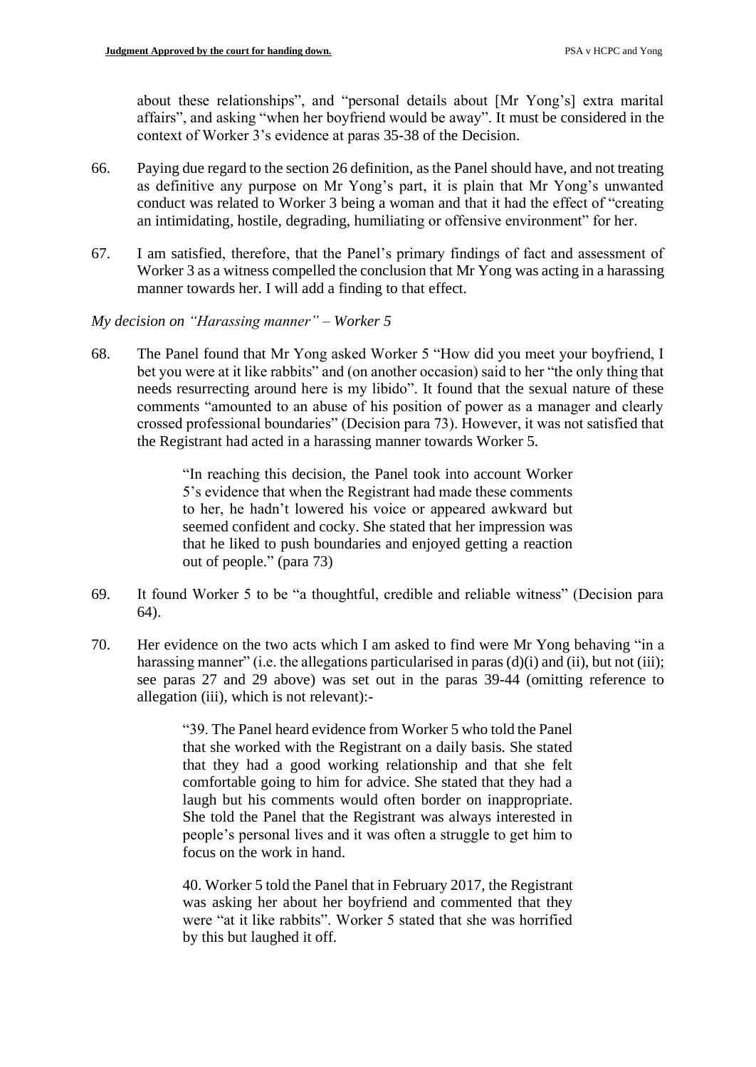about these relationships", and "personal details about [Mr Yong's] extra marital affairs", and asking "when her boyfriend would be away". It must be considered in the context of Worker 3's evidence at paras 35-38 of the Decision.

66. Paying due regard to the section 26 definition, as the Panel should have, and not treating as definitive any purpose on Mr Yong's part, it is plain that Mr Yong's unwanted conduct was related to Worker 3 being a woman and that it had the effect of "creating an intimidating, hostile, degrading, humiliating or offensive environment" for her.

67. I am satisfied, therefore, that the Panel's primary findings of fact and assessment of Worker 3 as a witness compelled the conclusion that Mr Yong was acting in a harassing manner towards her. I will add a finding to that effect.

*My decision on "Harassing manner" – Worker 5*

68. The Panel found that Mr Yong asked Worker 5 "How did you meet your boyfriend, I bet you were at it like rabbits" and (on another occasion) said to her "the only thing that needs resurrecting around here is my libido". It found that the sexual nature of these comments "amounted to an abuse of his position of power as a manager and clearly crossed professional boundaries" (Decision para 73). However, it was not satisfied that the Registrant had acted in a harassing manner towards Worker 5.

> "In reaching this decision, the Panel took into account Worker 5's evidence that when the Registrant had made these comments to her, he hadn't lowered his voice or appeared awkward but seemed confident and cocky. She stated that her impression was that he liked to push boundaries and enjoyed getting a reaction out of people." (para 73)

69. It found Worker 5 to be "a thoughtful, credible and reliable witness" (Decision para 64).

70. Her evidence on the two acts which I am asked to find were Mr Yong behaving "in a harassing manner" (i.e. the allegations particularised in paras (d)(i) and (ii), but not (iii); see paras 27 and 29 above) was set out in the paras 39-44 (omitting reference to allegation (iii), which is not relevant):-

> "39. The Panel heard evidence from Worker 5 who told the Panel that she worked with the Registrant on a daily basis. She stated that they had a good working relationship and that she felt comfortable going to him for advice. She stated that they had a laugh but his comments would often border on inappropriate. She told the Panel that the Registrant was always interested in people's personal lives and it was often a struggle to get him to focus on the work in hand.
>
> 40. Worker 5 told the Panel that in February 2017, the Registrant was asking her about her boyfriend and commented that they were "at it like rabbits". Worker 5 stated that she was horrified by this but laughed it off.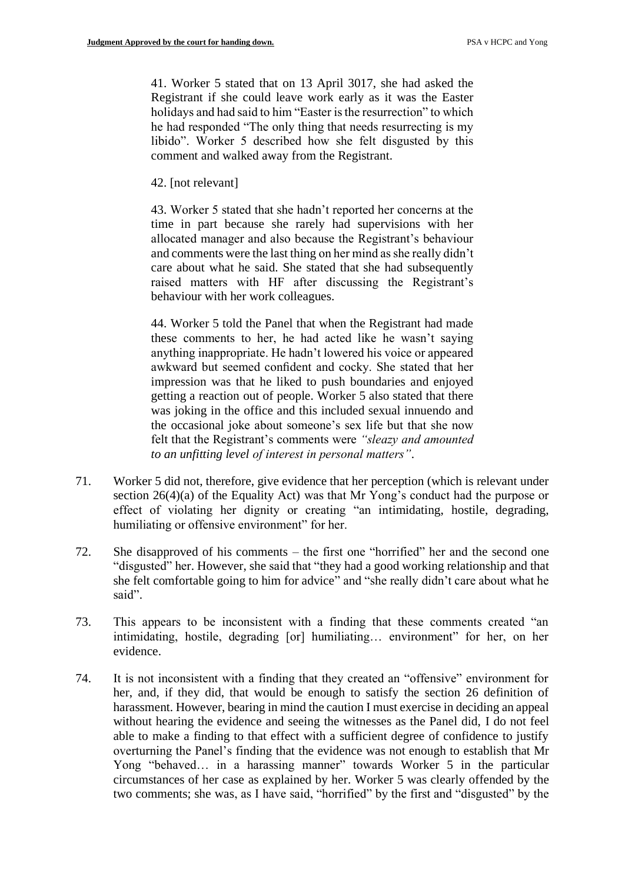> 41. Worker 5 stated that on 13 April 3017, she had asked the Registrant if she could leave work early as it was the Easter holidays and had said to him "Easter is the resurrection" to which he had responded "The only thing that needs resurrecting is my libido". Worker 5 described how she felt disgusted by this comment and walked away from the Registrant.
>
> 42. [not relevant]
>
> 43. Worker 5 stated that she hadn't reported her concerns at the time in part because she rarely had supervisions with her allocated manager and also because the Registrant's behaviour and comments were the last thing on her mind as she really didn't care about what he said. She stated that she had subsequently raised matters with HF after discussing the Registrant's behaviour with her work colleagues.
>
> 44. Worker 5 told the Panel that when the Registrant had made these comments to her, he had acted like he wasn't saying anything inappropriate. He hadn't lowered his voice or appeared awkward but seemed confident and cocky. She stated that her impression was that he liked to push boundaries and enjoyed getting a reaction out of people. Worker 5 also stated that there was joking in the office and this included sexual innuendo and the occasional joke about someone's sex life but that she now felt that the Registrant's comments were *"sleazy and amounted to an unfitting level of interest in personal matters"*.

71. Worker 5 did not, therefore, give evidence that her perception (which is relevant under section 26(4)(a) of the Equality Act) was that Mr Yong's conduct had the purpose or effect of violating her dignity or creating "an intimidating, hostile, degrading, humiliating or offensive environment" for her.

72. She disapproved of his comments – the first one "horrified" her and the second one "disgusted" her. However, she said that "they had a good working relationship and that she felt comfortable going to him for advice" and "she really didn't care about what he said".

73. This appears to be inconsistent with a finding that these comments created "an intimidating, hostile, degrading [or] humiliating… environment" for her, on her evidence.

74. It is not inconsistent with a finding that they created an "offensive" environment for her, and, if they did, that would be enough to satisfy the section 26 definition of harassment. However, bearing in mind the caution I must exercise in deciding an appeal without hearing the evidence and seeing the witnesses as the Panel did, I do not feel able to make a finding to that effect with a sufficient degree of confidence to justify overturning the Panel's finding that the evidence was not enough to establish that Mr Yong "behaved… in a harassing manner" towards Worker 5 in the particular circumstances of her case as explained by her. Worker 5 was clearly offended by the two comments; she was, as I have said, "horrified" by the first and "disgusted" by the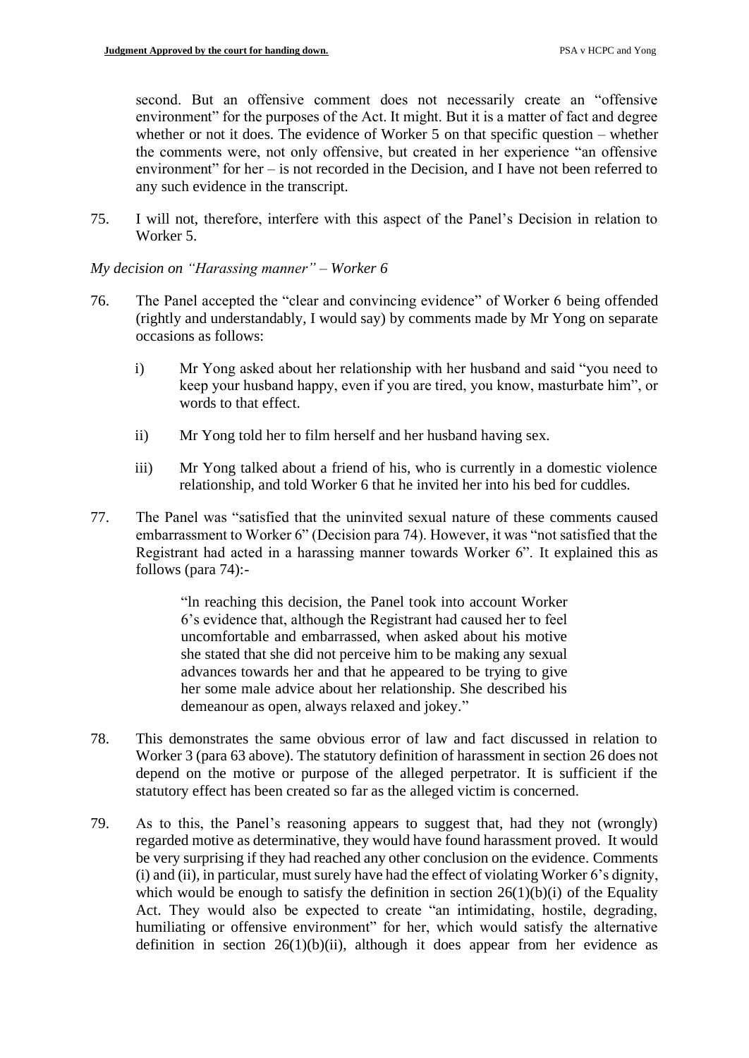second. But an offensive comment does not necessarily create an "offensive environment" for the purposes of the Act. It might. But it is a matter of fact and degree whether or not it does. The evidence of Worker 5 on that specific question – whether the comments were, not only offensive, but created in her experience "an offensive environment" for her – is not recorded in the Decision, and I have not been referred to any such evidence in the transcript.

75. I will not, therefore, interfere with this aspect of the Panel's Decision in relation to Worker 5.

*My decision on "Harassing manner" – Worker 6*

76. The Panel accepted the "clear and convincing evidence" of Worker 6 being offended (rightly and understandably, I would say) by comments made by Mr Yong on separate occasions as follows:

    i) Mr Yong asked about her relationship with her husband and said "you need to keep your husband happy, even if you are tired, you know, masturbate him", or words to that effect.

    ii) Mr Yong told her to film herself and her husband having sex.

    iii) Mr Yong talked about a friend of his, who is currently in a domestic violence relationship, and told Worker 6 that he invited her into his bed for cuddles.

77. The Panel was "satisfied that the uninvited sexual nature of these comments caused embarrassment to Worker 6" (Decision para 74). However, it was "not satisfied that the Registrant had acted in a harassing manner towards Worker 6". It explained this as follows (para 74):-

    > "ln reaching this decision, the Panel took into account Worker 6's evidence that, although the Registrant had caused her to feel uncomfortable and embarrassed, when asked about his motive she stated that she did not perceive him to be making any sexual advances towards her and that he appeared to be trying to give her some male advice about her relationship. She described his demeanour as open, always relaxed and jokey."

78. This demonstrates the same obvious error of law and fact discussed in relation to Worker 3 (para 63 above). The statutory definition of harassment in section 26 does not depend on the motive or purpose of the alleged perpetrator. It is sufficient if the statutory effect has been created so far as the alleged victim is concerned.

79. As to this, the Panel's reasoning appears to suggest that, had they not (wrongly) regarded motive as determinative, they would have found harassment proved. It would be very surprising if they had reached any other conclusion on the evidence. Comments (i) and (ii), in particular, must surely have had the effect of violating Worker 6's dignity, which would be enough to satisfy the definition in section 26(1)(b)(i) of the Equality Act. They would also be expected to create "an intimidating, hostile, degrading, humiliating or offensive environment" for her, which would satisfy the alternative definition in section 26(1)(b)(ii), although it does appear from her evidence as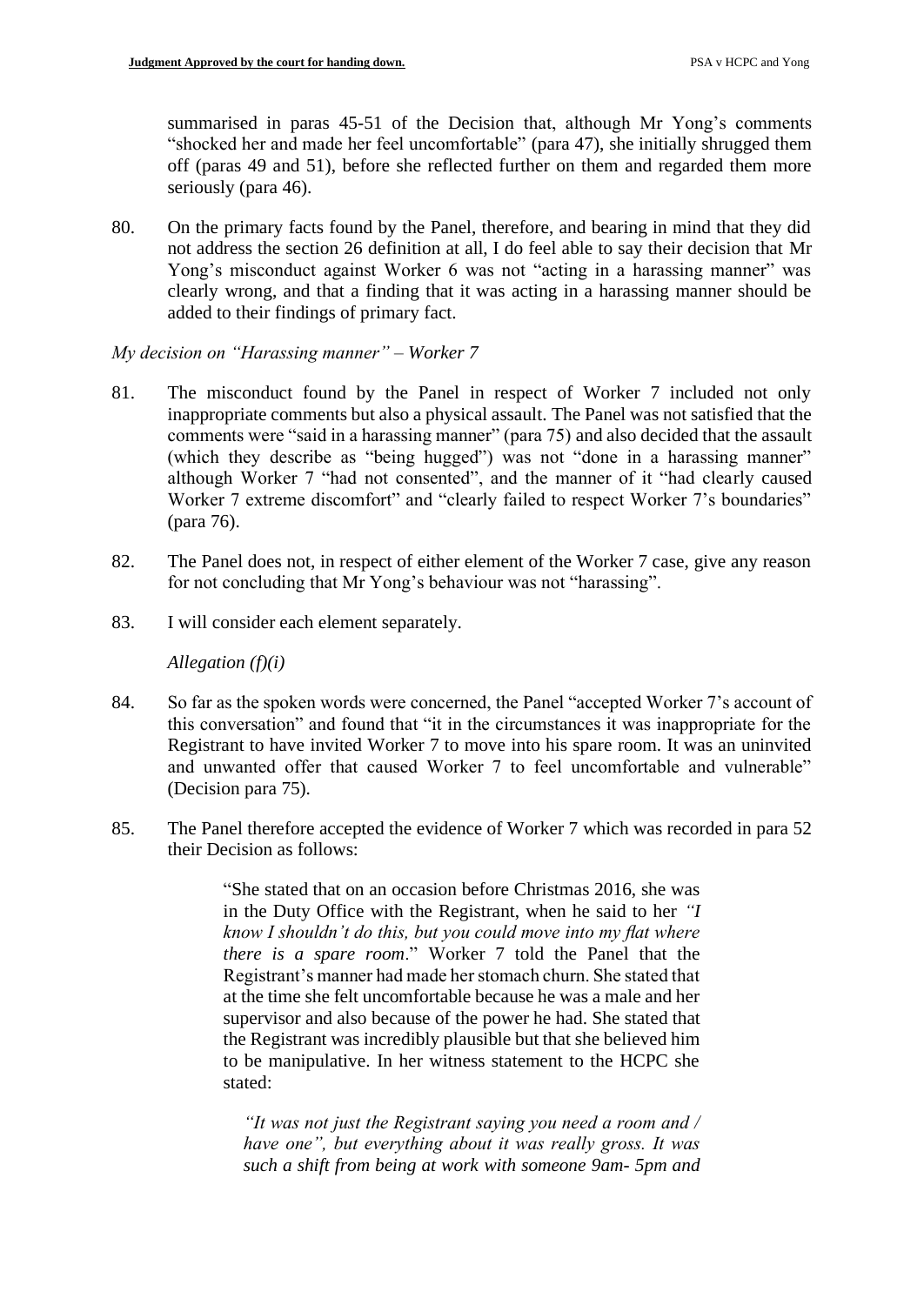summarised in paras 45-51 of the Decision that, although Mr Yong's comments "shocked her and made her feel uncomfortable" (para 47), she initially shrugged them off (paras 49 and 51), before she reflected further on them and regarded them more seriously (para 46).

80. On the primary facts found by the Panel, therefore, and bearing in mind that they did not address the section 26 definition at all, I do feel able to say their decision that Mr Yong's misconduct against Worker 6 was not "acting in a harassing manner" was clearly wrong, and that a finding that it was acting in a harassing manner should be added to their findings of primary fact.

*My decision on "Harassing manner" – Worker 7*

81. The misconduct found by the Panel in respect of Worker 7 included not only inappropriate comments but also a physical assault. The Panel was not satisfied that the comments were "said in a harassing manner" (para 75) and also decided that the assault (which they describe as "being hugged") was not "done in a harassing manner" although Worker 7 "had not consented", and the manner of it "had clearly caused Worker 7 extreme discomfort" and "clearly failed to respect Worker 7's boundaries" (para 76).

82. The Panel does not, in respect of either element of the Worker 7 case, give any reason for not concluding that Mr Yong's behaviour was not "harassing".

83. I will consider each element separately.

*Allegation (f)(i)*

84. So far as the spoken words were concerned, the Panel "accepted Worker 7's account of this conversation" and found that "it in the circumstances it was inappropriate for the Registrant to have invited Worker 7 to move into his spare room. It was an uninvited and unwanted offer that caused Worker 7 to feel uncomfortable and vulnerable" (Decision para 75).

85. The Panel therefore accepted the evidence of Worker 7 which was recorded in para 52 their Decision as follows:

> "She stated that on an occasion before Christmas 2016, she was in the Duty Office with the Registrant, when he said to her *"I know I shouldn't do this, but you could move into my flat where there is a spare room*." Worker 7 told the Panel that the Registrant's manner had made her stomach churn. She stated that at the time she felt uncomfortable because he was a male and her supervisor and also because of the power he had. She stated that the Registrant was incredibly plausible but that she believed him to be manipulative. In her witness statement to the HCPC she stated:
>
> *"It was not just the Registrant saying you need a room / have one", but everything about it was really gross. It was such a shift from being at work with someone 9am- 5pm and*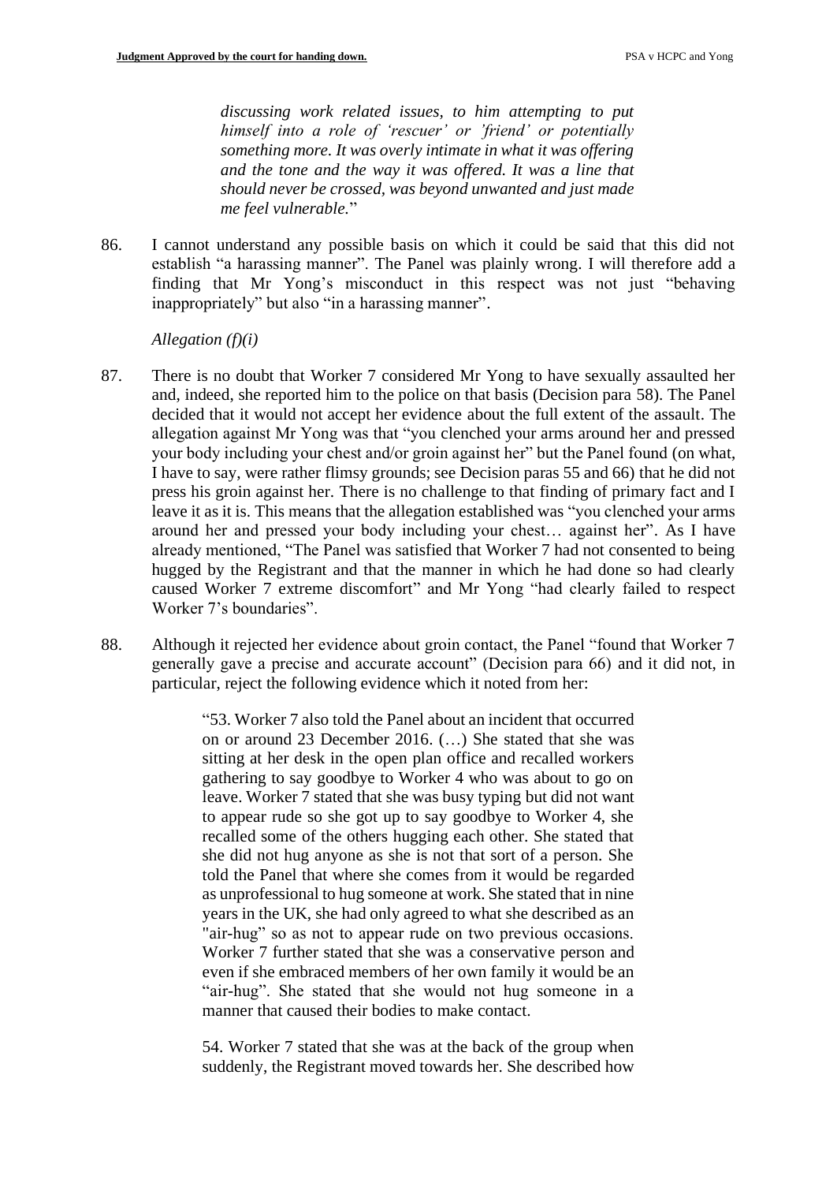> *discussing work related issues, to him attempting to put himself into a role of 'rescuer' or 'friend' or potentially something more. It was overly intimate in what it was offering and the tone and the way it was offered. It was a line that should never be crossed, was beyond unwanted and just made me feel vulnerable.*"

86. I cannot understand any possible basis on which it could be said that this did not establish "a harassing manner". The Panel was plainly wrong. I will therefore add a finding that Mr Yong's misconduct in this respect was not just "behaving inappropriately" but also "in a harassing manner".

*Allegation (f)(i)*

87. There is no doubt that Worker 7 considered Mr Yong to have sexually assaulted her and, indeed, she reported him to the police on that basis (Decision para 58). The Panel decided that it would not accept her evidence about the full extent of the assault. The allegation against Mr Yong was that "you clenched your arms around her and pressed your body including your chest and/or groin against her" but the Panel found (on what, I have to say, were rather flimsy grounds; see Decision paras 55 and 66) that he did not press his groin against her. There is no challenge to that finding of primary fact and I leave it as it is. This means that the allegation established was "you clenched your arms around her and pressed your body including your chest… against her". As I have already mentioned, "The Panel was satisfied that Worker 7 had not consented to being hugged by the Registrant and that the manner in which he had done so had clearly caused Worker 7 extreme discomfort" and Mr Yong "had clearly failed to respect Worker 7's boundaries".

88. Although it rejected her evidence about groin contact, the Panel "found that Worker 7 generally gave a precise and accurate account" (Decision para 66) and it did not, in particular, reject the following evidence which it noted from her:

> "53. Worker 7 also told the Panel about an incident that occurred on or around 23 December 2016. (…) She stated that she was sitting at her desk in the open plan office and recalled workers gathering to say goodbye to Worker 4 who was about to go on leave. Worker 7 stated that she was busy typing but did not want to appear rude so she got up to say goodbye to Worker 4, she recalled some of the others hugging each other. She stated that she did not hug anyone as she is not that sort of a person. She told the Panel that where she comes from it would be regarded as unprofessional to hug someone at work. She stated that in nine years in the UK, she had only agreed to what she described as an "air-hug" so as not to appear rude on two previous occasions. Worker 7 further stated that she was a conservative person and even if she embraced members of her own family it would be an "air-hug". She stated that she would not hug someone in a manner that caused their bodies to make contact.
>
> 54. Worker 7 stated that she was at the back of the group when suddenly, the Registrant moved towards her. She described how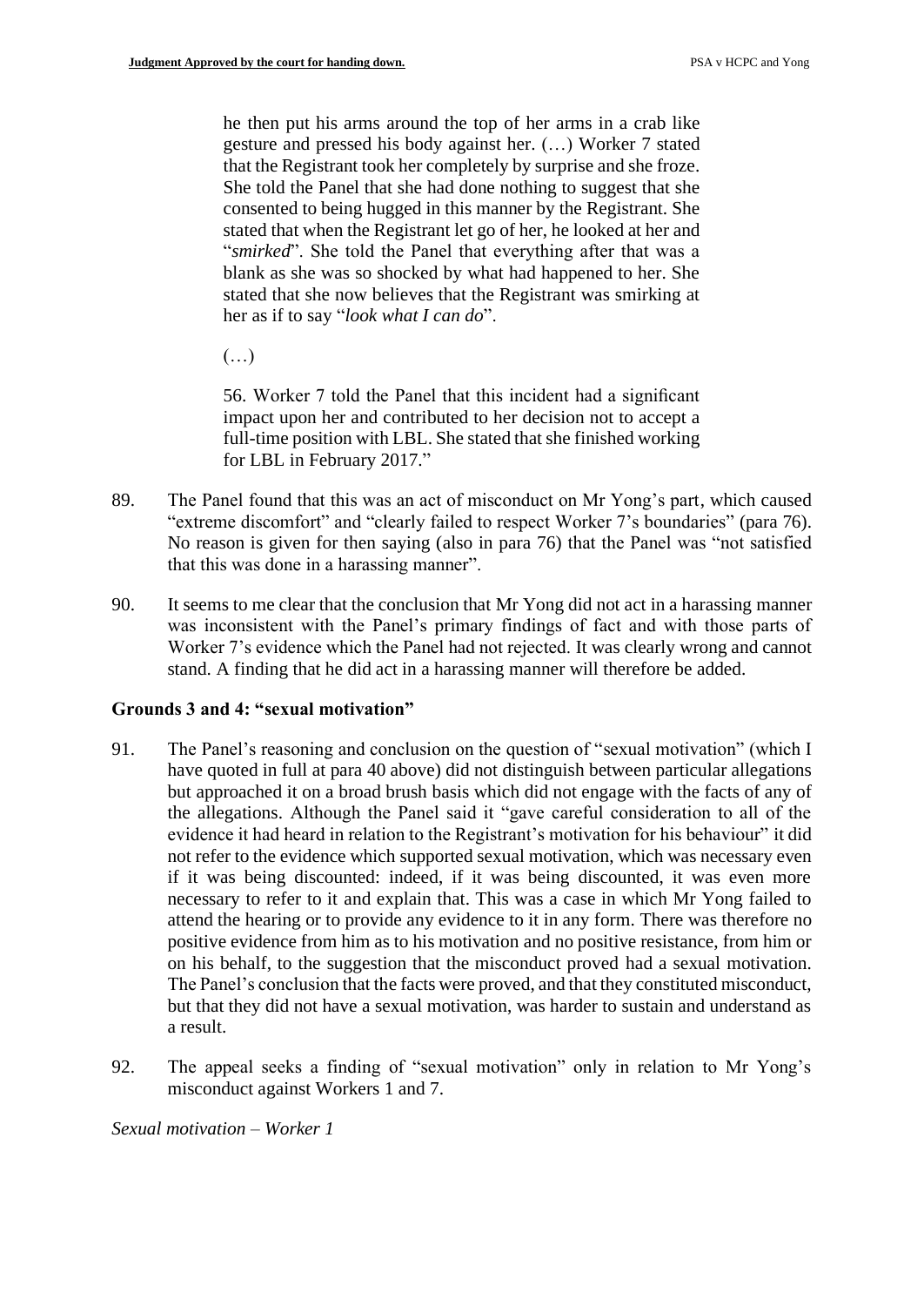> he then put his arms around the top of her arms in a crab like gesture and pressed his body against her. (…) Worker 7 stated that the Registrant took her completely by surprise and she froze. She told the Panel that she had done nothing to suggest that she consented to being hugged in this manner by the Registrant. She stated that when the Registrant let go of her, he looked at her and "*smirked*". She told the Panel that everything after that was a blank as she was so shocked by what had happened to her. She stated that she now believes that the Registrant was smirking at her as if to say "*look what I can do*".
>
> (…)
>
> 56. Worker 7 told the Panel that this incident had a significant impact upon her and contributed to her decision not to accept a full-time position with LBL. She stated that she finished working for LBL in February 2017."

89. The Panel found that this was an act of misconduct on Mr Yong's part, which caused "extreme discomfort" and "clearly failed to respect Worker 7's boundaries" (para 76). No reason is given for then saying (also in para 76) that the Panel was "not satisfied that this was done in a harassing manner".

90. It seems to me clear that the conclusion that Mr Yong did not act in a harassing manner was inconsistent with the Panel's primary findings of fact and with those parts of Worker 7's evidence which the Panel had not rejected. It was clearly wrong and cannot stand. A finding that he did act in a harassing manner will therefore be added.

### Grounds 3 and 4: "sexual motivation"

91. The Panel's reasoning and conclusion on the question of "sexual motivation" (which I have quoted in full at para 40 above) did not distinguish between particular allegations but approached it on a broad brush basis which did not engage with the facts of any of the allegations. Although the Panel said it "gave careful consideration to all of the evidence it had heard in relation to the Registrant's motivation for his behaviour" it did not refer to the evidence which supported sexual motivation, which was necessary even if it was being discounted: indeed, if it was being discounted, it was even more necessary to refer to it and explain that. This was a case in which Mr Yong failed to attend the hearing or to provide any evidence to it in any form. There was therefore no positive evidence from him as to his motivation and no positive resistance, from him or on his behalf, to the suggestion that the misconduct proved had a sexual motivation. The Panel's conclusion that the facts were proved, and that they constituted misconduct, but that they did not have a sexual motivation, was harder to sustain and understand as a result.

92. The appeal seeks a finding of "sexual motivation" only in relation to Mr Yong's misconduct against Workers 1 and 7.

*Sexual motivation – Worker 1*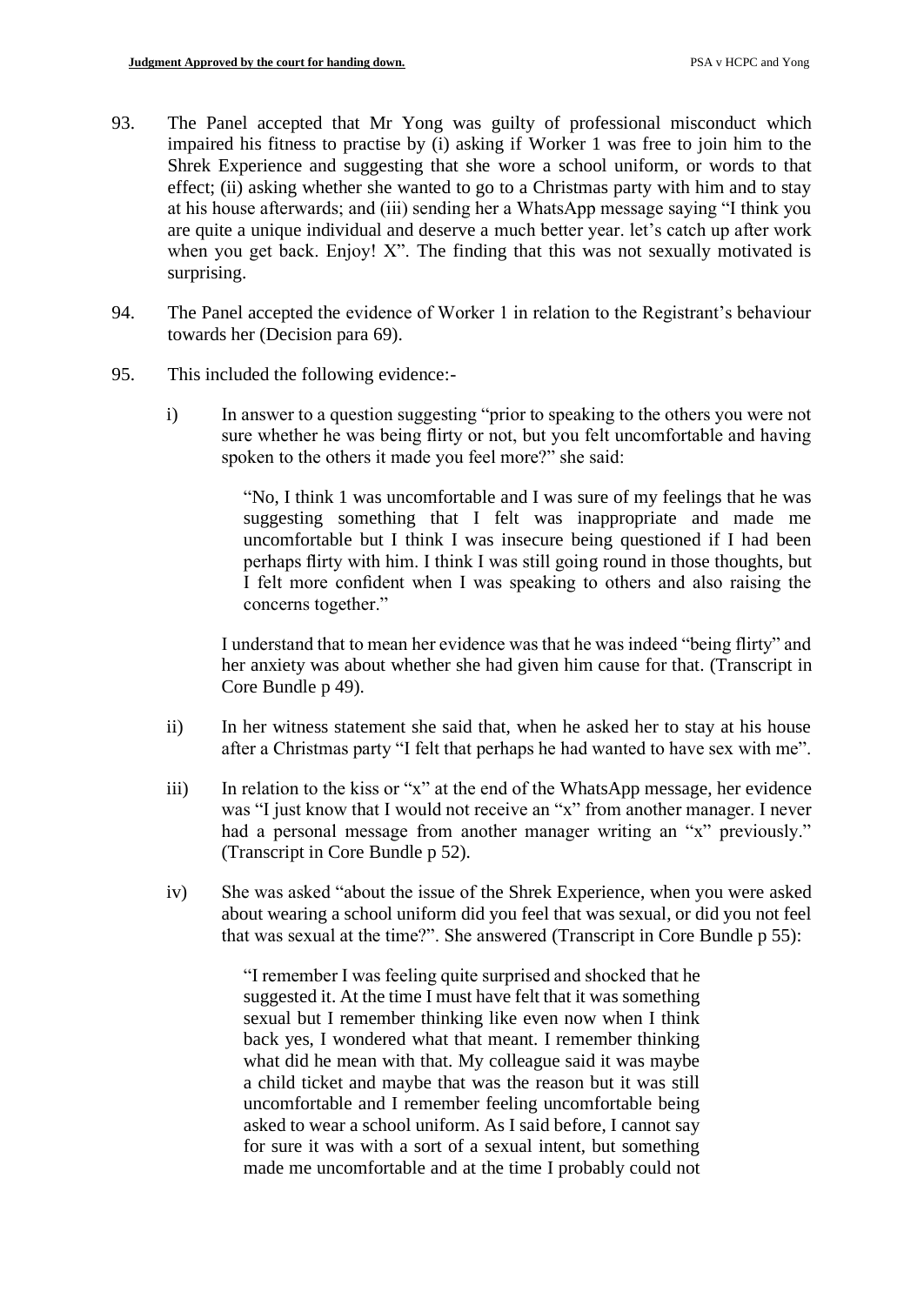93. The Panel accepted that Mr Yong was guilty of professional misconduct which impaired his fitness to practise by (i) asking if Worker 1 was free to join him to the Shrek Experience and suggesting that she wore a school uniform, or words to that effect; (ii) asking whether she wanted to go to a Christmas party with him and to stay at his house afterwards; and (iii) sending her a WhatsApp message saying "I think you are quite a unique individual and deserve a much better year. let's catch up after work when you get back. Enjoy! X". The finding that this was not sexually motivated is surprising.

94. The Panel accepted the evidence of Worker 1 in relation to the Registrant's behaviour towards her (Decision para 69).

95. This included the following evidence:-

   i) In answer to a question suggesting "prior to speaking to the others you were not sure whether he was being flirty or not, but you felt uncomfortable and having spoken to the others it made you feel more?" she said:

      > "No, I think 1 was uncomfortable and I was sure of my feelings that he was suggesting something that I felt was inappropriate and made me uncomfortable but I think I was insecure being questioned if I had been perhaps flirty with him. I think I was still going round in those thoughts, but I felt more confident when I was speaking to others and also raising the concerns together."

      I understand that to mean her evidence was that he was indeed "being flirty" and her anxiety was about whether she had given him cause for that. (Transcript in Core Bundle p 49).

   ii) In her witness statement she said that, when he asked her to stay at his house after a Christmas party "I felt that perhaps he had wanted to have sex with me".

   iii) In relation to the kiss or "x" at the end of the WhatsApp message, her evidence was "I just know that I would not receive an "x" from another manager. I never had a personal message from another manager writing an "x" previously." (Transcript in Core Bundle p 52).

   iv) She was asked "about the issue of the Shrek Experience, when you were asked about wearing a school uniform did you feel that was sexual, or did you not feel that was sexual at the time?". She answered (Transcript in Core Bundle p 55):

      > "I remember I was feeling quite surprised and shocked that he suggested it. At the time I must have felt that it was something sexual but I remember thinking like even now when I think back yes, I wondered what that meant. I remember thinking what did he mean with that. My colleague said it was maybe a child ticket and maybe that was the reason but it was still uncomfortable and I remember feeling uncomfortable being asked to wear a school uniform. As I said before, I cannot say for sure it was with a sort of a sexual intent, but something made me uncomfortable and at the time I probably could not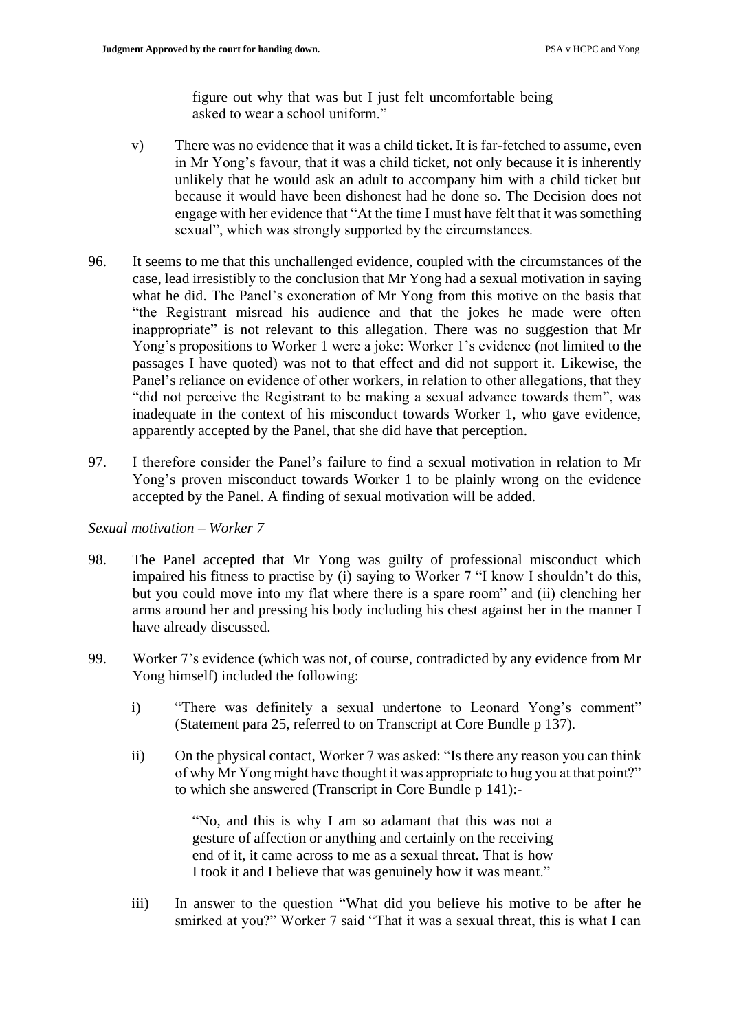figure out why that was but I just felt uncomfortable being asked to wear a school uniform."

v) There was no evidence that it was a child ticket. It is far-fetched to assume, even in Mr Yong's favour, that it was a child ticket, not only because it is inherently unlikely that he would ask an adult to accompany him with a child ticket but because it would have been dishonest had he done so. The Decision does not engage with her evidence that "At the time I must have felt that it was something sexual", which was strongly supported by the circumstances.

96. It seems to me that this unchallenged evidence, coupled with the circumstances of the case, lead irresistibly to the conclusion that Mr Yong had a sexual motivation in saying what he did. The Panel's exoneration of Mr Yong from this motive on the basis that "the Registrant misread his audience and that the jokes he made were often inappropriate" is not relevant to this allegation. There was no suggestion that Mr Yong's propositions to Worker 1 were a joke: Worker 1's evidence (not limited to the passages I have quoted) was not to that effect and did not support it. Likewise, the Panel's reliance on evidence of other workers, in relation to other allegations, that they "did not perceive the Registrant to be making a sexual advance towards them", was inadequate in the context of his misconduct towards Worker 1, who gave evidence, apparently accepted by the Panel, that she did have that perception.

97. I therefore consider the Panel's failure to find a sexual motivation in relation to Mr Yong's proven misconduct towards Worker 1 to be plainly wrong on the evidence accepted by the Panel. A finding of sexual motivation will be added.

*Sexual motivation – Worker 7*

98. The Panel accepted that Mr Yong was guilty of professional misconduct which impaired his fitness to practise by (i) saying to Worker 7 "I know I shouldn't do this, but you could move into my flat where there is a spare room" and (ii) clenching her arms around her and pressing his body including his chest against her in the manner I have already discussed.

99. Worker 7's evidence (which was not, of course, contradicted by any evidence from Mr Yong himself) included the following:

i) "There was definitely a sexual undertone to Leonard Yong's comment" (Statement para 25, referred to on Transcript at Core Bundle p 137).

ii) On the physical contact, Worker 7 was asked: "Is there any reason you can think of why Mr Yong might have thought it was appropriate to hug you at that point?" to which she answered (Transcript in Core Bundle p 141):-

> "No, and this is why I am so adamant that this was not a gesture of affection or anything and certainly on the receiving end of it, it came across to me as a sexual threat. That is how I took it and I believe that was genuinely how it was meant."

iii) In answer to the question "What did you believe his motive to be after he smirked at you?" Worker 7 said "That it was a sexual threat, this is what I can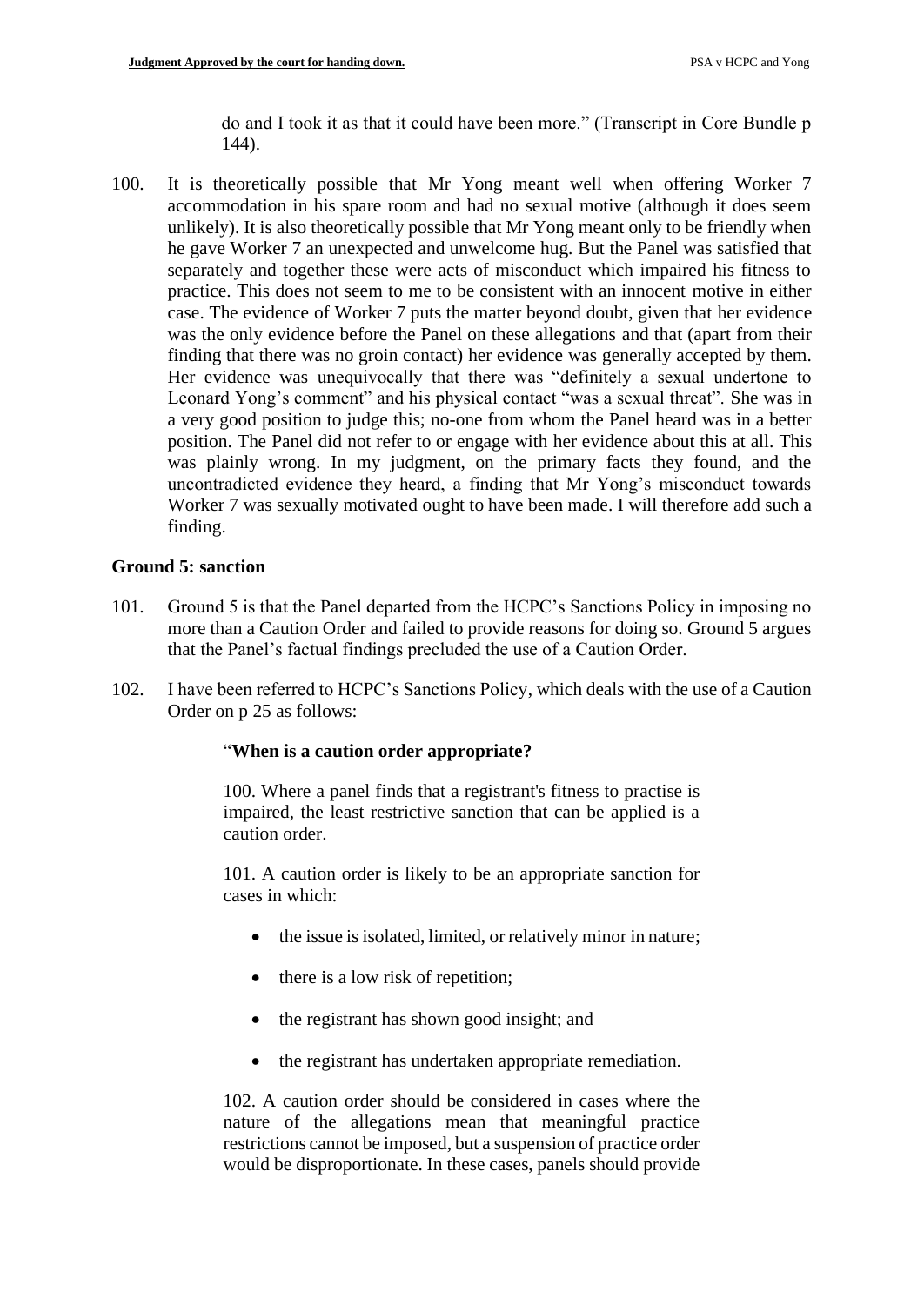do and I took it as that it could have been more." (Transcript in Core Bundle p 144).

100. It is theoretically possible that Mr Yong meant well when offering Worker 7 accommodation in his spare room and had no sexual motive (although it does seem unlikely). It is also theoretically possible that Mr Yong meant only to be friendly when he gave Worker 7 an unexpected and unwelcome hug. But the Panel was satisfied that separately and together these were acts of misconduct which impaired his fitness to practice. This does not seem to me to be consistent with an innocent motive in either case. The evidence of Worker 7 puts the matter beyond doubt, given that her evidence was the only evidence before the Panel on these allegations and that (apart from their finding that there was no groin contact) her evidence was generally accepted by them. Her evidence was unequivocally that there was "definitely a sexual undertone to Leonard Yong's comment" and his physical contact "was a sexual threat". She was in a very good position to judge this; no-one from whom the Panel heard was in a better position. The Panel did not refer to or engage with her evidence about this at all. This was plainly wrong. In my judgment, on the primary facts they found, and the uncontradicted evidence they heard, a finding that Mr Yong's misconduct towards Worker 7 was sexually motivated ought to have been made. I will therefore add such a finding.

## Ground 5: sanction

101. Ground 5 is that the Panel departed from the HCPC's Sanctions Policy in imposing no more than a Caution Order and failed to provide reasons for doing so. Ground 5 argues that the Panel's factual findings precluded the use of a Caution Order.

102. I have been referred to HCPC's Sanctions Policy, which deals with the use of a Caution Order on p 25 as follows:

> "**When is a caution order appropriate?**
>
> 100. Where a panel finds that a registrant's fitness to practise is impaired, the least restrictive sanction that can be applied is a caution order.
>
> 101. A caution order is likely to be an appropriate sanction for cases in which:
>
> - the issue is isolated, limited, or relatively minor in nature;
> - there is a low risk of repetition;
> - the registrant has shown good insight; and
> - the registrant has undertaken appropriate remediation.
>
> 102. A caution order should be considered in cases where the nature of the allegations mean that meaningful practice restrictions cannot be imposed, but a suspension of practice order would be disproportionate. In these cases, panels should provide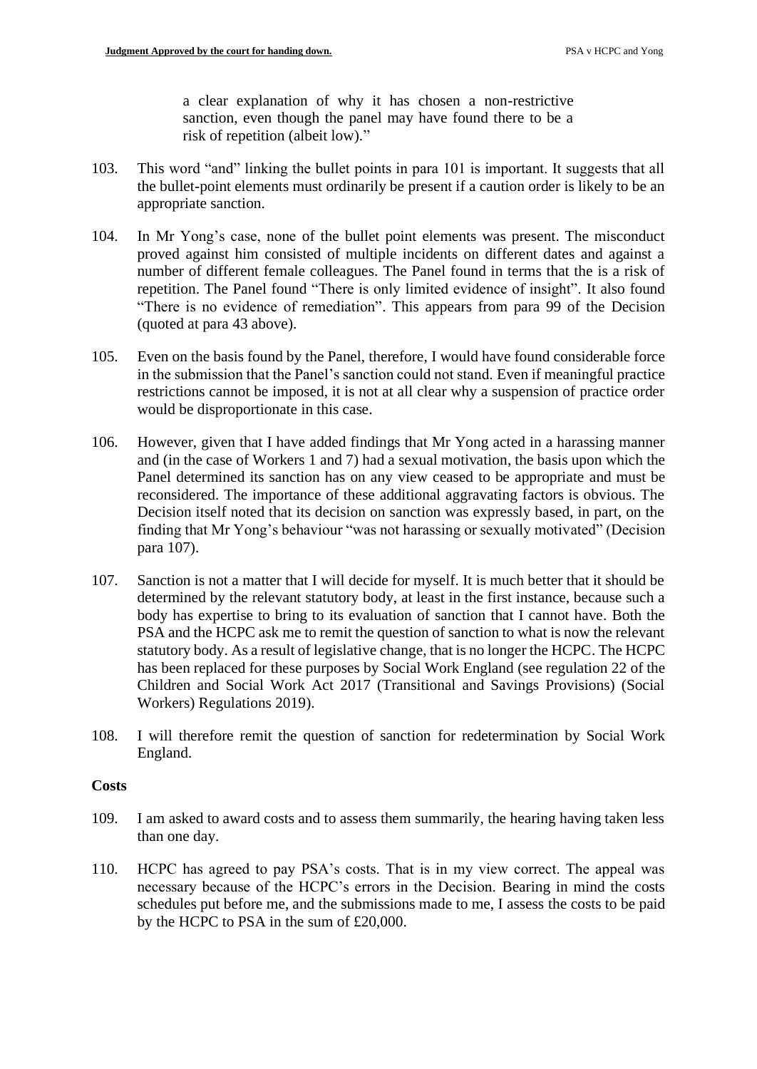> a clear explanation of why it has chosen a non-restrictive sanction, even though the panel may have found there to be a risk of repetition (albeit low)."

103. This word "and" linking the bullet points in para 101 is important. It suggests that all the bullet-point elements must ordinarily be present if a caution order is likely to be an appropriate sanction.

104. In Mr Yong's case, none of the bullet point elements was present. The misconduct proved against him consisted of multiple incidents on different dates and against a number of different female colleagues. The Panel found in terms that the is a risk of repetition. The Panel found "There is only limited evidence of insight". It also found "There is no evidence of remediation". This appears from para 99 of the Decision (quoted at para 43 above).

105. Even on the basis found by the Panel, therefore, I would have found considerable force in the submission that the Panel's sanction could not stand. Even if meaningful practice restrictions cannot be imposed, it is not at all clear why a suspension of practice order would be disproportionate in this case.

106. However, given that I have added findings that Mr Yong acted in a harassing manner and (in the case of Workers 1 and 7) had a sexual motivation, the basis upon which the Panel determined its sanction has on any view ceased to be appropriate and must be reconsidered. The importance of these additional aggravating factors is obvious. The Decision itself noted that its decision on sanction was expressly based, in part, on the finding that Mr Yong's behaviour "was not harassing or sexually motivated" (Decision para 107).

107. Sanction is not a matter that I will decide for myself. It is much better that it should be determined by the relevant statutory body, at least in the first instance, because such a body has expertise to bring to its evaluation of sanction that I cannot have. Both the PSA and the HCPC ask me to remit the question of sanction to what is now the relevant statutory body. As a result of legislative change, that is no longer the HCPC. The HCPC has been replaced for these purposes by Social Work England (see regulation 22 of the Children and Social Work Act 2017 (Transitional and Savings Provisions) (Social Workers) Regulations 2019).

108. I will therefore remit the question of sanction for redetermination by Social Work England.

**Costs**

109. I am asked to award costs and to assess them summarily, the hearing having taken less than one day.

110. HCPC has agreed to pay PSA's costs. That is in my view correct. The appeal was necessary because of the HCPC's errors in the Decision. Bearing in mind the costs schedules put before me, and the submissions made to me, I assess the costs to be paid by the HCPC to PSA in the sum of £20,000.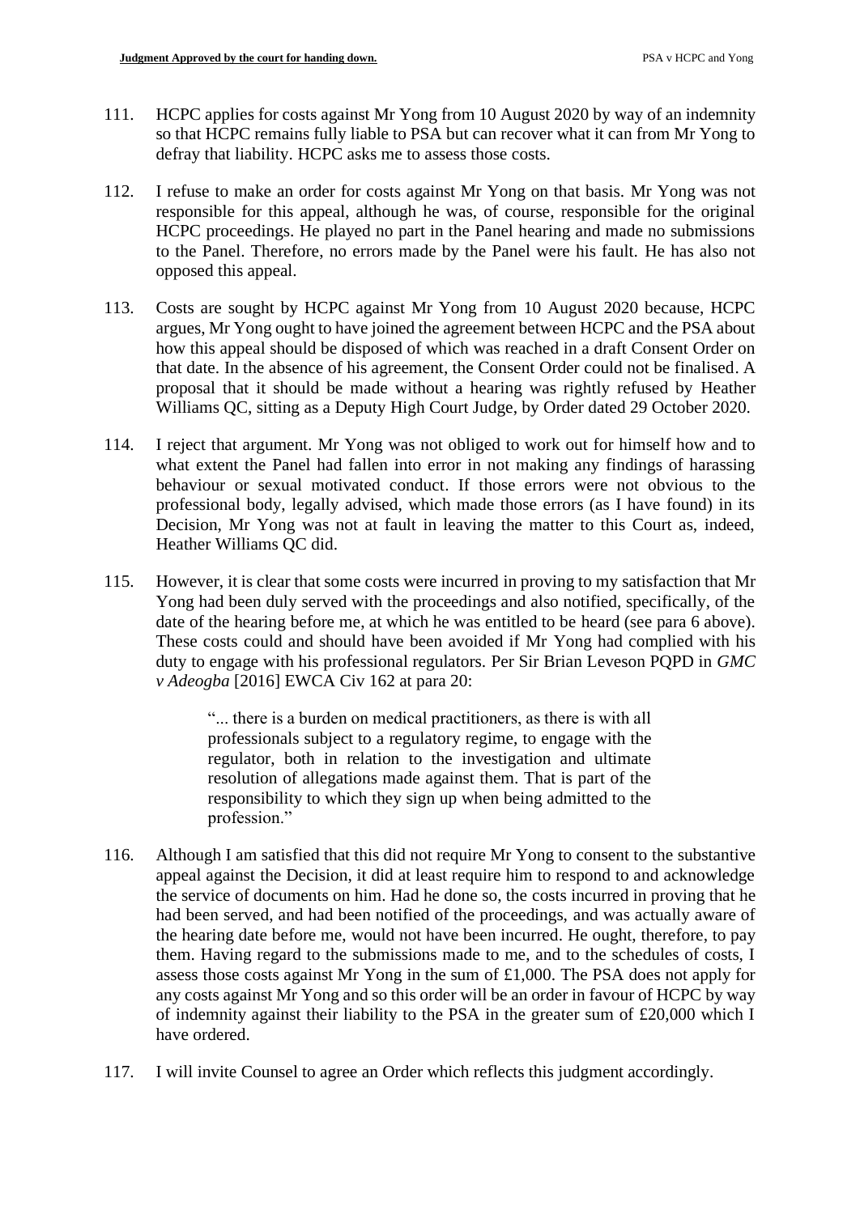111. HCPC applies for costs against Mr Yong from 10 August 2020 by way of an indemnity so that HCPC remains fully liable to PSA but can recover what it can from Mr Yong to defray that liability. HCPC asks me to assess those costs.

112. I refuse to make an order for costs against Mr Yong on that basis. Mr Yong was not responsible for this appeal, although he was, of course, responsible for the original HCPC proceedings. He played no part in the Panel hearing and made no submissions to the Panel. Therefore, no errors made by the Panel were his fault. He has also not opposed this appeal.

113. Costs are sought by HCPC against Mr Yong from 10 August 2020 because, HCPC argues, Mr Yong ought to have joined the agreement between HCPC and the PSA about how this appeal should be disposed of which was reached in a draft Consent Order on that date. In the absence of his agreement, the Consent Order could not be finalised. A proposal that it should be made without a hearing was rightly refused by Heather Williams QC, sitting as a Deputy High Court Judge, by Order dated 29 October 2020.

114. I reject that argument. Mr Yong was not obliged to work out for himself how and to what extent the Panel had fallen into error in not making any findings of harassing behaviour or sexual motivated conduct. If those errors were not obvious to the professional body, legally advised, which made those errors (as I have found) in its Decision, Mr Yong was not at fault in leaving the matter to this Court as, indeed, Heather Williams QC did.

115. However, it is clear that some costs were incurred in proving to my satisfaction that Mr Yong had been duly served with the proceedings and also notified, specifically, of the date of the hearing before me, at which he was entitled to be heard (see para 6 above). These costs could and should have been avoided if Mr Yong had complied with his duty to engage with his professional regulators. Per Sir Brian Leveson PQPD in *GMC v Adeogba* [2016] EWCA Civ 162 at para 20:

> "... there is a burden on medical practitioners, as there is with all professionals subject to a regulatory regime, to engage with the regulator, both in relation to the investigation and ultimate resolution of allegations made against them. That is part of the responsibility to which they sign up when being admitted to the profession."

116. Although I am satisfied that this did not require Mr Yong to consent to the substantive appeal against the Decision, it did at least require him to respond to and acknowledge the service of documents on him. Had he done so, the costs incurred in proving that he had been served, and had been notified of the proceedings, and was actually aware of the hearing date before me, would not have been incurred. He ought, therefore, to pay them. Having regard to the submissions made to me, and to the schedules of costs, I assess those costs against Mr Yong in the sum of £1,000. The PSA does not apply for any costs against Mr Yong and so this order will be an order in favour of HCPC by way of indemnity against their liability to the PSA in the greater sum of £20,000 which I have ordered.

117. I will invite Counsel to agree an Order which reflects this judgment accordingly.